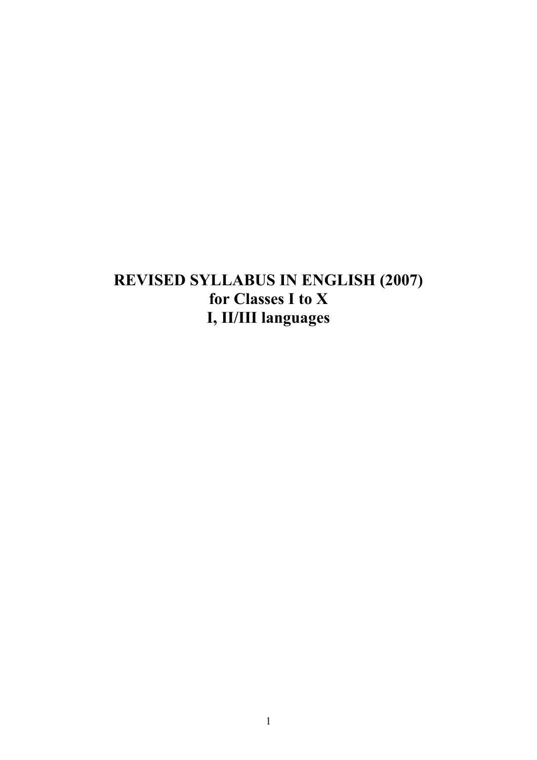# REVISED SYLLABUS IN ENGLISH (2007)
# for Classes I to X
# I, II/III languages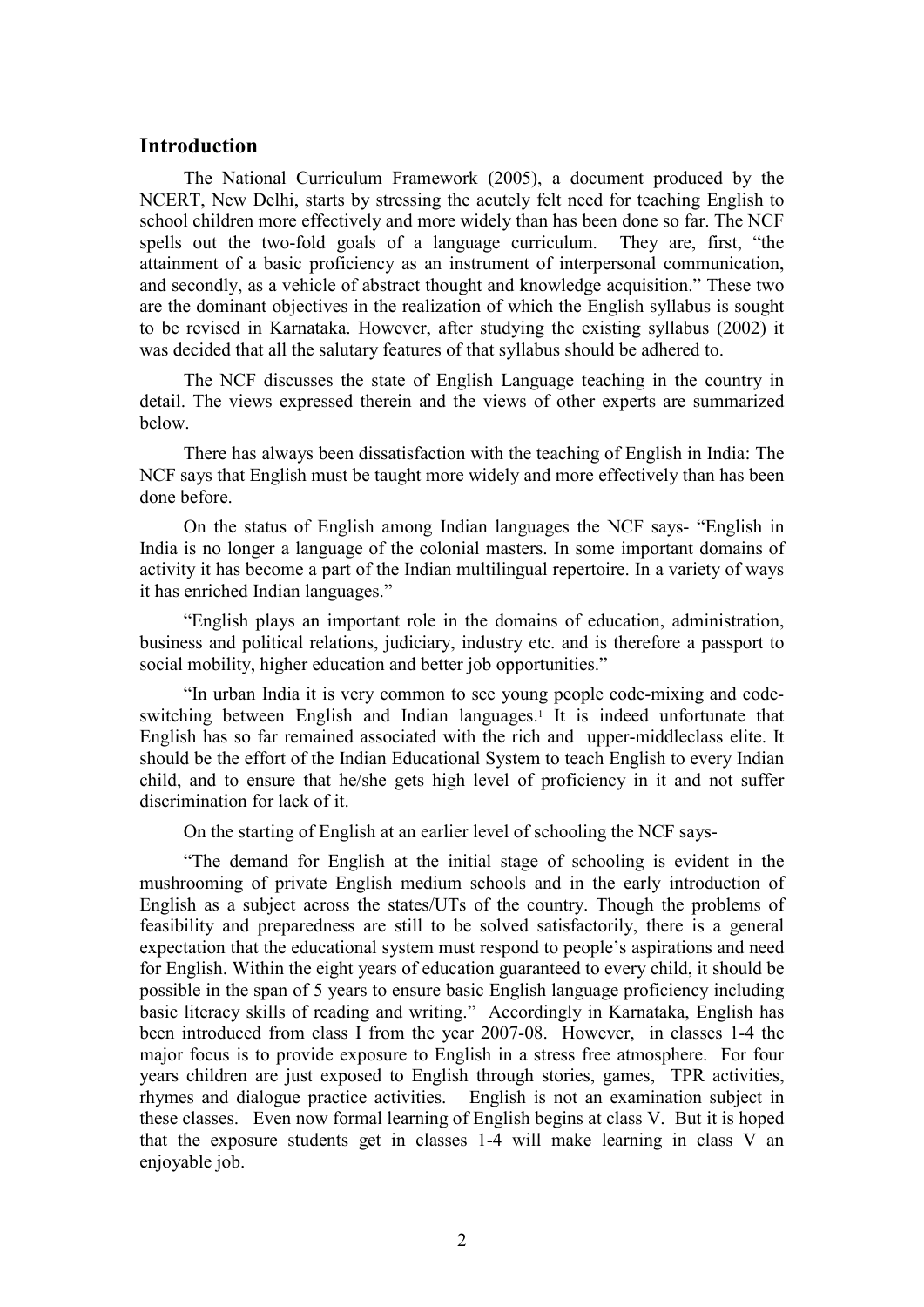## Introduction

The National Curriculum Framework (2005), a document produced by the NCERT, New Delhi, starts by stressing the acutely felt need for teaching English to school children more effectively and more widely than has been done so far. The NCF spells out the two-fold goals of a language curriculum. They are, first, "the attainment of a basic proficiency as an instrument of interpersonal communication, and secondly, as a vehicle of abstract thought and knowledge acquisition." These two are the dominant objectives in the realization of which the English syllabus is sought to be revised in Karnataka. However, after studying the existing syllabus (2002) it was decided that all the salutary features of that syllabus should be adhered to.

The NCF discusses the state of English Language teaching in the country in detail. The views expressed therein and the views of other experts are summarized below.

There has always been dissatisfaction with the teaching of English in India: The NCF says that English must be taught more widely and more effectively than has been done before.

On the status of English among Indian languages the NCF says- "English in India is no longer a language of the colonial masters. In some important domains of activity it has become a part of the Indian multilingual repertoire. In a variety of ways it has enriched Indian languages."

"English plays an important role in the domains of education, administration, business and political relations, judiciary, industry etc. and is therefore a passport to social mobility, higher education and better job opportunities."

"In urban India it is very common to see young people code-mixing and code-switching between English and Indian languages.[1] It is indeed unfortunate that English has so far remained associated with the rich and upper-middleclass elite. It should be the effort of the Indian Educational System to teach English to every Indian child, and to ensure that he/she gets high level of proficiency in it and not suffer discrimination for lack of it.

On the starting of English at an earlier level of schooling the NCF says-

"The demand for English at the initial stage of schooling is evident in the mushrooming of private English medium schools and in the early introduction of English as a subject across the states/UTs of the country. Though the problems of feasibility and preparedness are still to be solved satisfactorily, there is a general expectation that the educational system must respond to people's aspirations and need for English. Within the eight years of education guaranteed to every child, it should be possible in the span of 5 years to ensure basic English language proficiency including basic literacy skills of reading and writing." Accordingly in Karnataka, English has been introduced from class I from the year 2007-08. However, in classes 1-4 the major focus is to provide exposure to English in a stress free atmosphere. For four years children are just exposed to English through stories, games, TPR activities, rhymes and dialogue practice activities. English is not an examination subject in these classes. Even now formal learning of English begins at class V. But it is hoped that the exposure students get in classes 1-4 will make learning in class V an enjoyable job.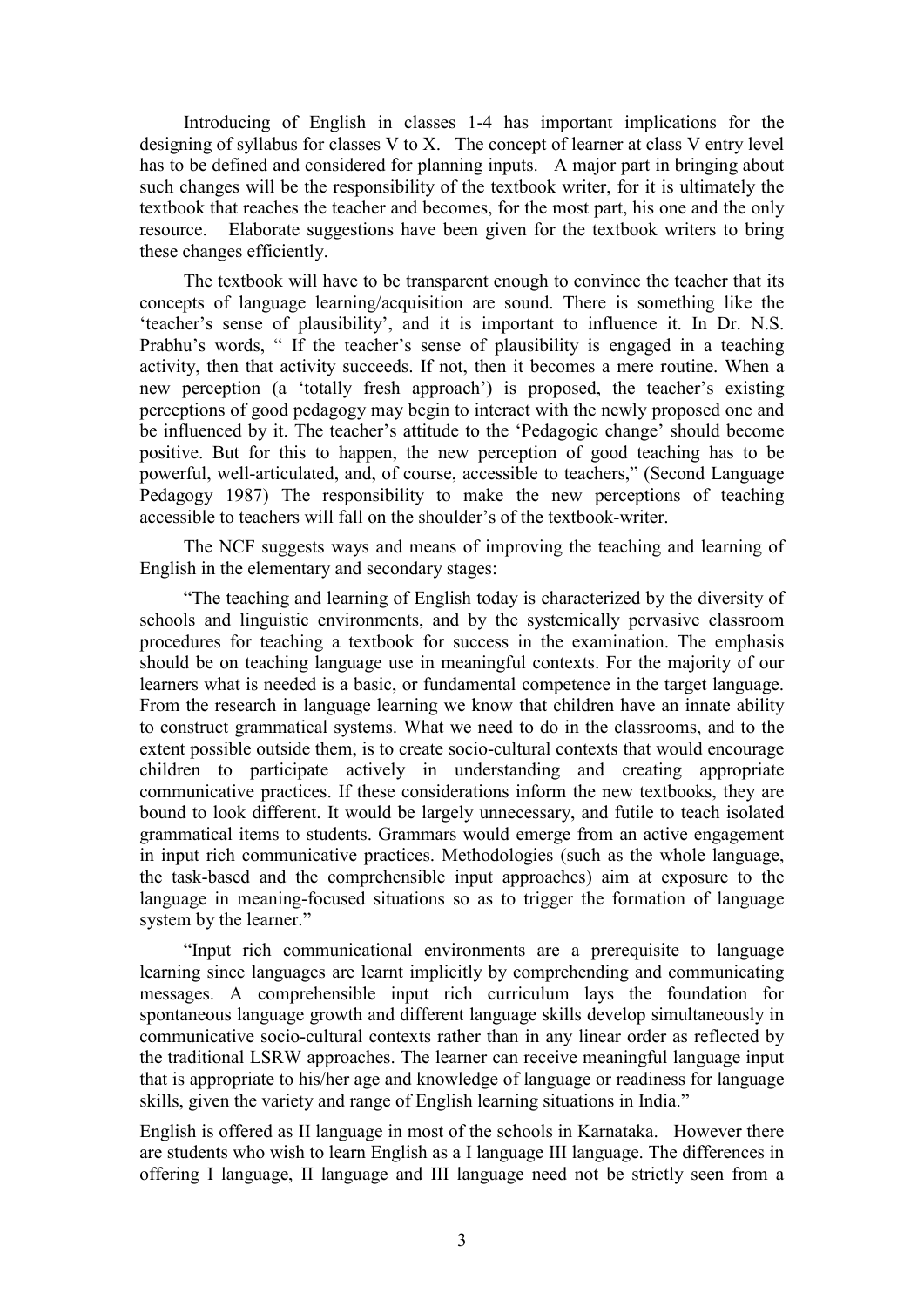Introducing of English in classes 1-4 has important implications for the designing of syllabus for classes V to X. The concept of learner at class V entry level has to be defined and considered for planning inputs. A major part in bringing about such changes will be the responsibility of the textbook writer, for it is ultimately the textbook that reaches the teacher and becomes, for the most part, his one and the only resource. Elaborate suggestions have been given for the textbook writers to bring these changes efficiently.

The textbook will have to be transparent enough to convince the teacher that its concepts of language learning/acquisition are sound. There is something like the 'teacher's sense of plausibility', and it is important to influence it. In Dr. N.S. Prabhu's words, " If the teacher's sense of plausibility is engaged in a teaching activity, then that activity succeeds. If not, then it becomes a mere routine. When a new perception (a 'totally fresh approach') is proposed, the teacher's existing perceptions of good pedagogy may begin to interact with the newly proposed one and be influenced by it. The teacher's attitude to the 'Pedagogic change' should become positive. But for this to happen, the new perception of good teaching has to be powerful, well-articulated, and, of course, accessible to teachers," (Second Language Pedagogy 1987) The responsibility to make the new perceptions of teaching accessible to teachers will fall on the shoulder's of the textbook-writer.

The NCF suggests ways and means of improving the teaching and learning of English in the elementary and secondary stages:

"The teaching and learning of English today is characterized by the diversity of schools and linguistic environments, and by the systemically pervasive classroom procedures for teaching a textbook for success in the examination. The emphasis should be on teaching language use in meaningful contexts. For the majority of our learners what is needed is a basic, or fundamental competence in the target language. From the research in language learning we know that children have an innate ability to construct grammatical systems. What we need to do in the classrooms, and to the extent possible outside them, is to create socio-cultural contexts that would encourage children to participate actively in understanding and creating appropriate communicative practices. If these considerations inform the new textbooks, they are bound to look different. It would be largely unnecessary, and futile to teach isolated grammatical items to students. Grammars would emerge from an active engagement in input rich communicative practices. Methodologies (such as the whole language, the task-based and the comprehensible input approaches) aim at exposure to the language in meaning-focused situations so as to trigger the formation of language system by the learner."

"Input rich communicational environments are a prerequisite to language learning since languages are learnt implicitly by comprehending and communicating messages. A comprehensible input rich curriculum lays the foundation for spontaneous language growth and different language skills develop simultaneously in communicative socio-cultural contexts rather than in any linear order as reflected by the traditional LSRW approaches. The learner can receive meaningful language input that is appropriate to his/her age and knowledge of language or readiness for language skills, given the variety and range of English learning situations in India."

English is offered as II language in most of the schools in Karnataka. However there are students who wish to learn English as a I language III language. The differences in offering I language, II language and III language need not be strictly seen from a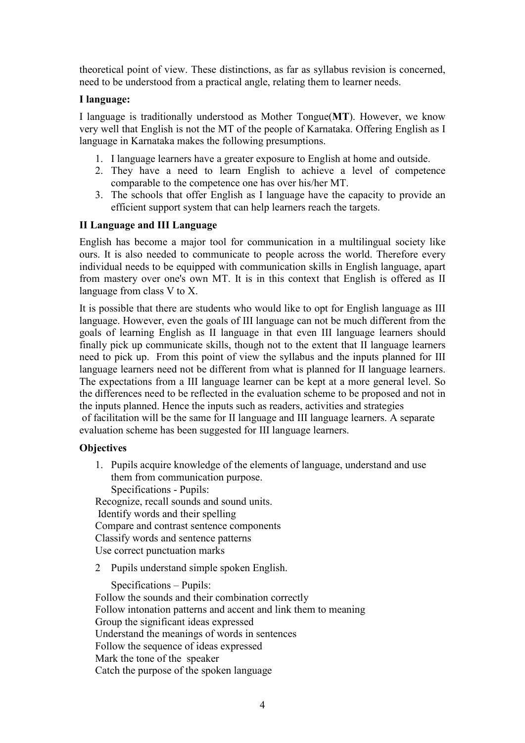theoretical point of view. These distinctions, as far as syllabus revision is concerned, need to be understood from a practical angle, relating them to learner needs.

**I language:**

I language is traditionally understood as Mother Tongue(**MT**). However, we know very well that English is not the MT of the people of Karnataka. Offering English as I language in Karnataka makes the following presumptions.

1. I language learners have a greater exposure to English at home and outside.
2. They have a need to learn English to achieve a level of competence comparable to the competence one has over his/her MT.
3. The schools that offer English as I language have the capacity to provide an efficient support system that can help learners reach the targets.

**II Language and III Language**

English has become a major tool for communication in a multilingual society like ours. It is also needed to communicate to people across the world. Therefore every individual needs to be equipped with communication skills in English language, apart from mastery over one's own MT. It is in this context that English is offered as II language from class V to X.

It is possible that there are students who would like to opt for English language as III language. However, even the goals of III language can not be much different from the goals of learning English as II language in that even III language learners should finally pick up communicate skills, though not to the extent that II language learners need to pick up. From this point of view the syllabus and the inputs planned for III language learners need not be different from what is planned for II language learners. The expectations from a III language learner can be kept at a more general level. So the differences need to be reflected in the evaluation scheme to be proposed and not in the inputs planned. Hence the inputs such as readers, activities and strategies of facilitation will be the same for II language and III language learners. A separate evaluation scheme has been suggested for III language learners.

**Objectives**

1. Pupils acquire knowledge of the elements of language, understand and use them from communication purpose.

   Specifications - Pupils:

Recognize, recall sounds and sound units.
Identify words and their spelling
Compare and contrast sentence components
Classify words and sentence patterns
Use correct punctuation marks

2 Pupils understand simple spoken English.

   Specifications – Pupils:

Follow the sounds and their combination correctly
Follow intonation patterns and accent and link them to meaning
Group the significant ideas expressed
Understand the meanings of words in sentences
Follow the sequence of ideas expressed
Mark the tone of the speaker
Catch the purpose of the spoken language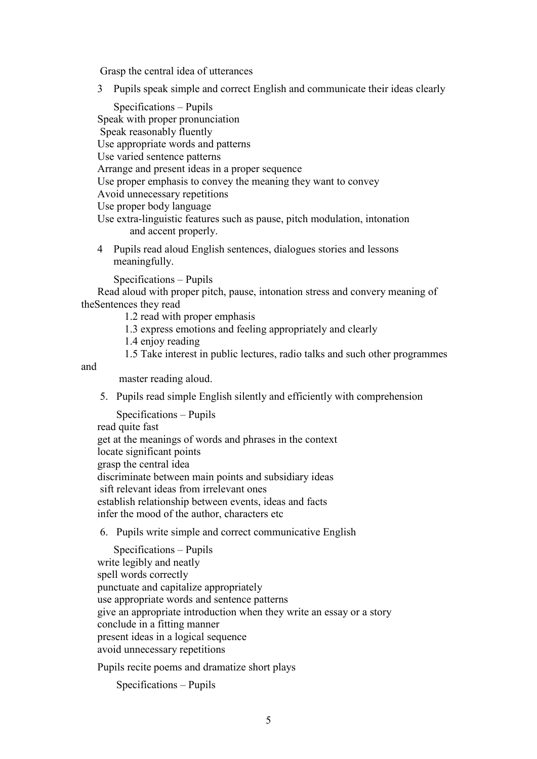Grasp the central idea of utterances

3 Pupils speak simple and correct English and communicate their ideas clearly

Specifications – Pupils

Speak with proper pronunciation
Speak reasonably fluently
Use appropriate words and patterns
Use varied sentence patterns
Arrange and present ideas in a proper sequence
Use proper emphasis to convey the meaning they want to convey
Avoid unnecessary repetitions
Use proper body language
Use extra-linguistic features such as pause, pitch modulation, intonation and accent properly.

4 Pupils read aloud English sentences, dialogues stories and lessons meaningfully.

Specifications – Pupils

Read aloud with proper pitch, pause, intonation stress and convery meaning of theSentences they read

1.2 read with proper emphasis
1.3 express emotions and feeling appropriately and clearly
1.4 enjoy reading
1.5 Take interest in public lectures, radio talks and such other programmes and master reading aloud.

5. Pupils read simple English silently and efficiently with comprehension

Specifications – Pupils

read quite fast
get at the meanings of words and phrases in the context
locate significant points
grasp the central idea
discriminate between main points and subsidiary ideas
sift relevant ideas from irrelevant ones
establish relationship between events, ideas and facts
infer the mood of the author, characters etc

6. Pupils write simple and correct communicative English

Specifications – Pupils

write legibly and neatly
spell words correctly
punctuate and capitalize appropriately
use appropriate words and sentence patterns
give an appropriate introduction when they write an essay or a story
conclude in a fitting manner
present ideas in a logical sequence
avoid unnecessary repetitions

Pupils recite poems and dramatize short plays

Specifications – Pupils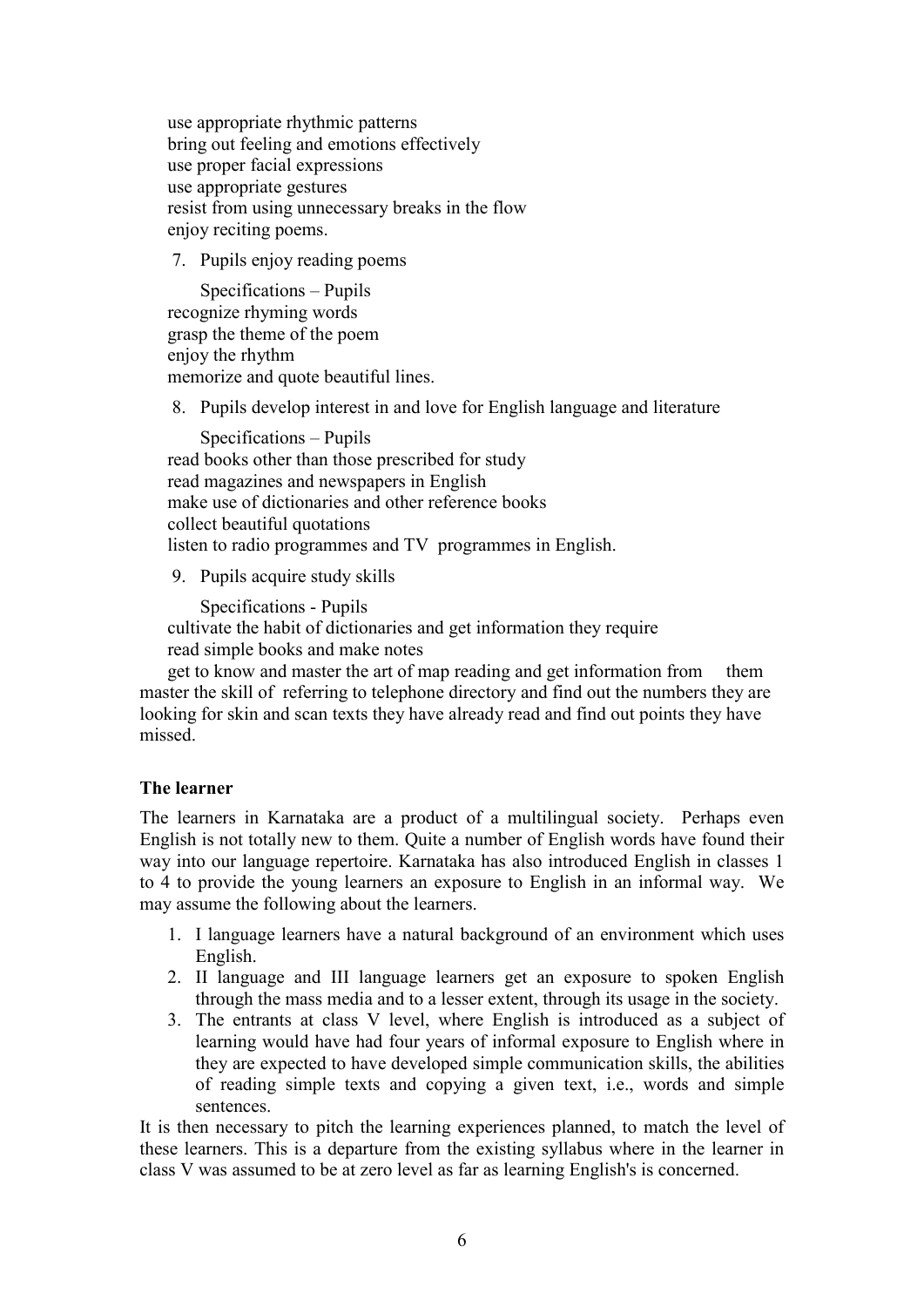use appropriate rhythmic patterns
bring out feeling and emotions effectively
use proper facial expressions
use appropriate gestures
resist from using unnecessary breaks in the flow
enjoy reciting poems.

7. Pupils enjoy reading poems

    Specifications – Pupils
    recognize rhyming words
    grasp the theme of the poem
    enjoy the rhythm
    memorize and quote beautiful lines.

8. Pupils develop interest in and love for English language and literature

    Specifications – Pupils
    read books other than those prescribed for study
    read magazines and newspapers in English
    make use of dictionaries and other reference books
    collect beautiful quotations
    listen to radio programmes and TV programmes in English.

9. Pupils acquire study skills

    Specifications - Pupils
    cultivate the habit of dictionaries and get information they require
    read simple books and make notes
    get to know and master the art of map reading and get information from them
    master the skill of referring to telephone directory and find out the numbers they are looking for skin and scan texts they have already read and find out points they have missed.

**The learner**

The learners in Karnataka are a product of a multilingual society. Perhaps even English is not totally new to them. Quite a number of English words have found their way into our language repertoire. Karnataka has also introduced English in classes 1 to 4 to provide the young learners an exposure to English in an informal way. We may assume the following about the learners.

1. I language learners have a natural background of an environment which uses English.
2. II language and III language learners get an exposure to spoken English through the mass media and to a lesser extent, through its usage in the society.
3. The entrants at class V level, where English is introduced as a subject of learning would have had four years of informal exposure to English where in they are expected to have developed simple communication skills, the abilities of reading simple texts and copying a given text, i.e., words and simple sentences.

It is then necessary to pitch the learning experiences planned, to match the level of these learners. This is a departure from the existing syllabus where in the learner in class V was assumed to be at zero level as far as learning English's is concerned.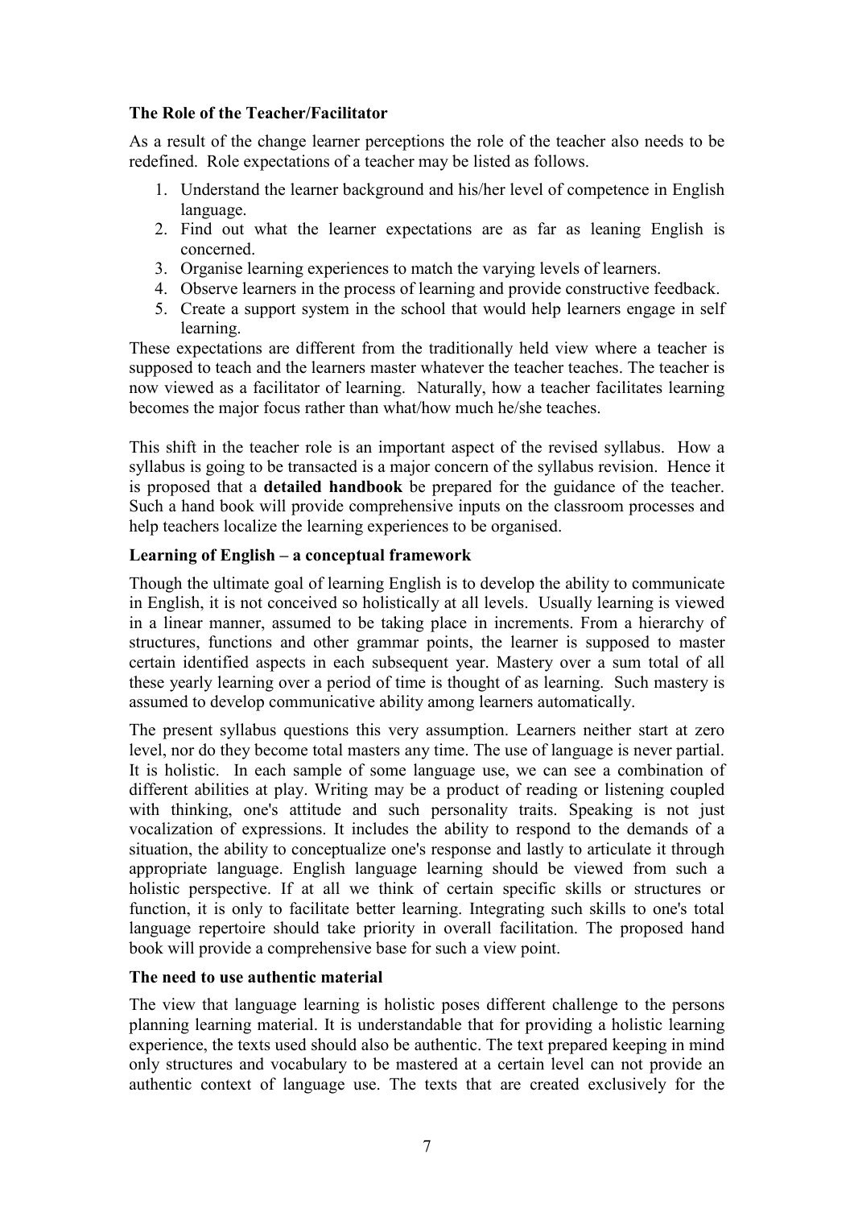**The Role of the Teacher/Facilitator**

As a result of the change learner perceptions the role of the teacher also needs to be redefined. Role expectations of a teacher may be listed as follows.

1. Understand the learner background and his/her level of competence in English language.
2. Find out what the learner expectations are as far as leaning English is concerned.
3. Organise learning experiences to match the varying levels of learners.
4. Observe learners in the process of learning and provide constructive feedback.
5. Create a support system in the school that would help learners engage in self learning.

These expectations are different from the traditionally held view where a teacher is supposed to teach and the learners master whatever the teacher teaches. The teacher is now viewed as a facilitator of learning. Naturally, how a teacher facilitates learning becomes the major focus rather than what/how much he/she teaches.

This shift in the teacher role is an important aspect of the revised syllabus. How a syllabus is going to be transacted is a major concern of the syllabus revision. Hence it is proposed that a **detailed handbook** be prepared for the guidance of the teacher. Such a hand book will provide comprehensive inputs on the classroom processes and help teachers localize the learning experiences to be organised.

**Learning of English – a conceptual framework**

Though the ultimate goal of learning English is to develop the ability to communicate in English, it is not conceived so holistically at all levels. Usually learning is viewed in a linear manner, assumed to be taking place in increments. From a hierarchy of structures, functions and other grammar points, the learner is supposed to master certain identified aspects in each subsequent year. Mastery over a sum total of all these yearly learning over a period of time is thought of as learning. Such mastery is assumed to develop communicative ability among learners automatically.

The present syllabus questions this very assumption. Learners neither start at zero level, nor do they become total masters any time. The use of language is never partial. It is holistic. In each sample of some language use, we can see a combination of different abilities at play. Writing may be a product of reading or listening coupled with thinking, one's attitude and such personality traits. Speaking is not just vocalization of expressions. It includes the ability to respond to the demands of a situation, the ability to conceptualize one's response and lastly to articulate it through appropriate language. English language learning should be viewed from such a holistic perspective. If at all we think of certain specific skills or structures or function, it is only to facilitate better learning. Integrating such skills to one's total language repertoire should take priority in overall facilitation. The proposed hand book will provide a comprehensive base for such a view point.

**The need to use authentic material**

The view that language learning is holistic poses different challenge to the persons planning learning material. It is understandable that for providing a holistic learning experience, the texts used should also be authentic. The text prepared keeping in mind only structures and vocabulary to be mastered at a certain level can not provide an authentic context of language use. The texts that are created exclusively for the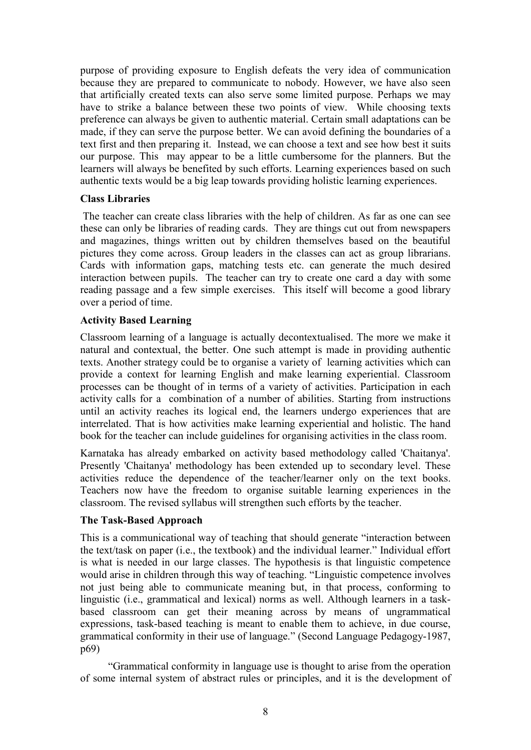purpose of providing exposure to English defeats the very idea of communication because they are prepared to communicate to nobody. However, we have also seen that artificially created texts can also serve some limited purpose. Perhaps we may have to strike a balance between these two points of view. While choosing texts preference can always be given to authentic material. Certain small adaptations can be made, if they can serve the purpose better. We can avoid defining the boundaries of a text first and then preparing it. Instead, we can choose a text and see how best it suits our purpose. This may appear to be a little cumbersome for the planners. But the learners will always be benefited by such efforts. Learning experiences based on such authentic texts would be a big leap towards providing holistic learning experiences.

**Class Libraries**

The teacher can create class libraries with the help of children. As far as one can see these can only be libraries of reading cards. They are things cut out from newspapers and magazines, things written out by children themselves based on the beautiful pictures they come across. Group leaders in the classes can act as group librarians. Cards with information gaps, matching tests etc. can generate the much desired interaction between pupils. The teacher can try to create one card a day with some reading passage and a few simple exercises. This itself will become a good library over a period of time.

**Activity Based Learning**

Classroom learning of a language is actually decontextualised. The more we make it natural and contextual, the better. One such attempt is made in providing authentic texts. Another strategy could be to organise a variety of learning activities which can provide a context for learning English and make learning experiential. Classroom processes can be thought of in terms of a variety of activities. Participation in each activity calls for a combination of a number of abilities. Starting from instructions until an activity reaches its logical end, the learners undergo experiences that are interrelated. That is how activities make learning experiential and holistic. The hand book for the teacher can include guidelines for organising activities in the class room.

Karnataka has already embarked on activity based methodology called 'Chaitanya'. Presently 'Chaitanya' methodology has been extended up to secondary level. These activities reduce the dependence of the teacher/learner only on the text books. Teachers now have the freedom to organise suitable learning experiences in the classroom. The revised syllabus will strengthen such efforts by the teacher.

**The Task-Based Approach**

This is a communicational way of teaching that should generate "interaction between the text/task on paper (i.e., the textbook) and the individual learner." Individual effort is what is needed in our large classes. The hypothesis is that linguistic competence would arise in children through this way of teaching. "Linguistic competence involves not just being able to communicate meaning but, in that process, conforming to linguistic (i.e., grammatical and lexical) norms as well. Although learners in a task-based classroom can get their meaning across by means of ungrammatical expressions, task-based teaching is meant to enable them to achieve, in due course, grammatical conformity in their use of language." (Second Language Pedagogy-1987, p69)

"Grammatical conformity in language use is thought to arise from the operation of some internal system of abstract rules or principles, and it is the development of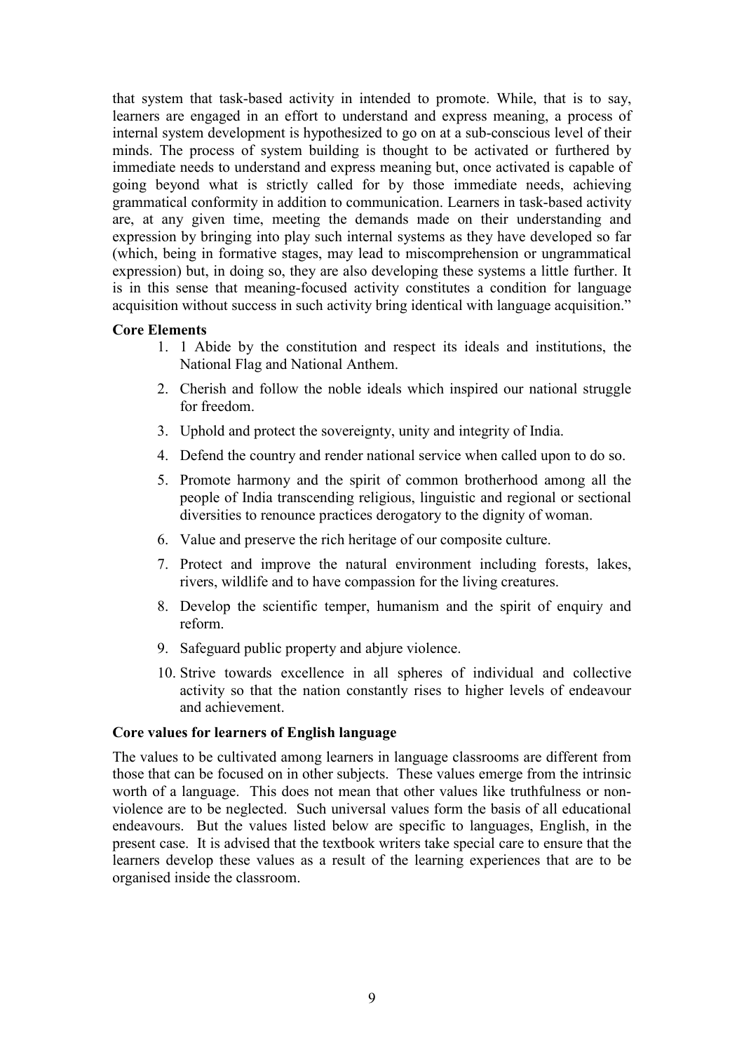that system that task-based activity in intended to promote. While, that is to say, learners are engaged in an effort to understand and express meaning, a process of internal system development is hypothesized to go on at a sub-conscious level of their minds. The process of system building is thought to be activated or furthered by immediate needs to understand and express meaning but, once activated is capable of going beyond what is strictly called for by those immediate needs, achieving grammatical conformity in addition to communication. Learners in task-based activity are, at any given time, meeting the demands made on their understanding and expression by bringing into play such internal systems as they have developed so far (which, being in formative stages, may lead to miscomprehension or ungrammatical expression) but, in doing so, they are also developing these systems a little further. It is in this sense that meaning-focused activity constitutes a condition for language acquisition without success in such activity bring identical with language acquisition."

**Core Elements**

1. 1 Abide by the constitution and respect its ideals and institutions, the National Flag and National Anthem.
2. Cherish and follow the noble ideals which inspired our national struggle for freedom.
3. Uphold and protect the sovereignty, unity and integrity of India.
4. Defend the country and render national service when called upon to do so.
5. Promote harmony and the spirit of common brotherhood among all the people of India transcending religious, linguistic and regional or sectional diversities to renounce practices derogatory to the dignity of woman.
6. Value and preserve the rich heritage of our composite culture.
7. Protect and improve the natural environment including forests, lakes, rivers, wildlife and to have compassion for the living creatures.
8. Develop the scientific temper, humanism and the spirit of enquiry and reform.
9. Safeguard public property and abjure violence.
10. Strive towards excellence in all spheres of individual and collective activity so that the nation constantly rises to higher levels of endeavour and achievement.

**Core values for learners of English language**

The values to be cultivated among learners in language classrooms are different from those that can be focused on in other subjects. These values emerge from the intrinsic worth of a language. This does not mean that other values like truthfulness or non-violence are to be neglected. Such universal values form the basis of all educational endeavours. But the values listed below are specific to languages, English, in the present case. It is advised that the textbook writers take special care to ensure that the learners develop these values as a result of the learning experiences that are to be organised inside the classroom.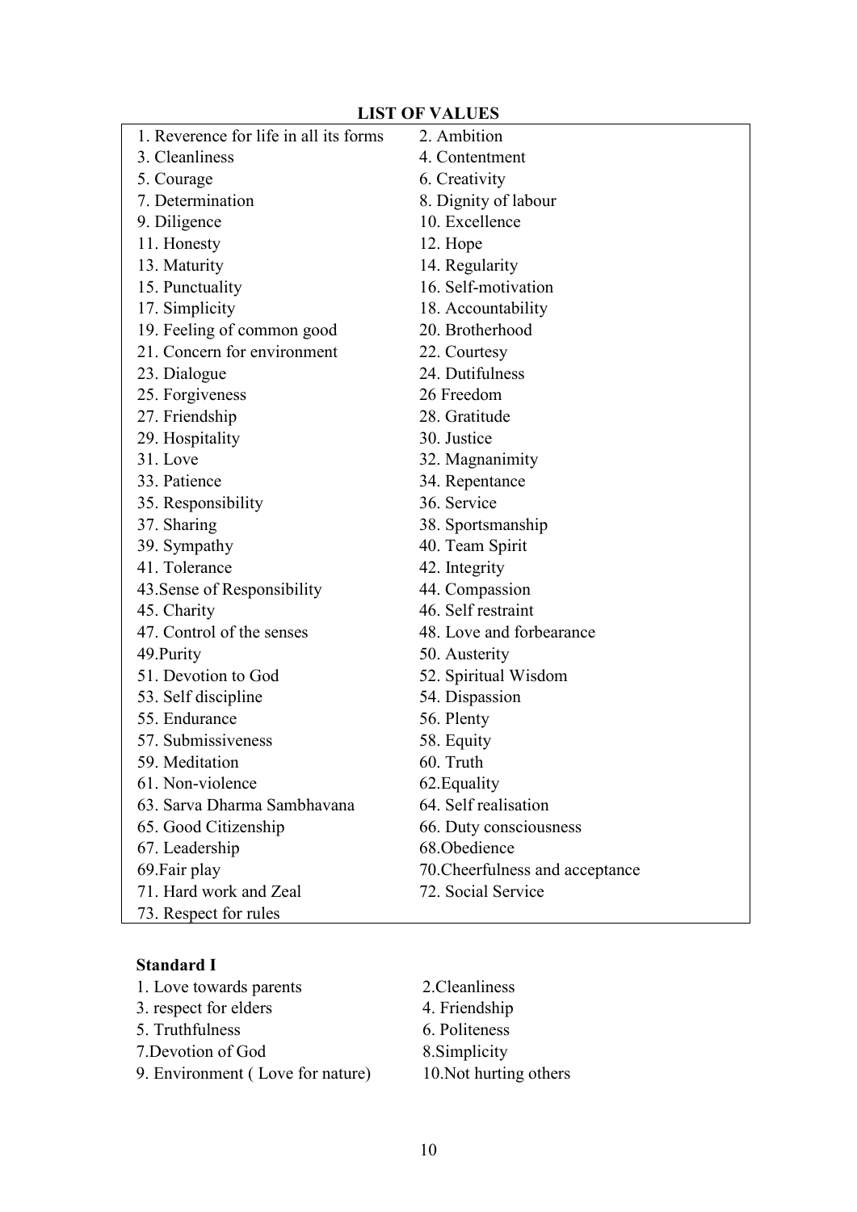**LIST OF VALUES**

| | |
|---|---|
| 1. Reverence for life in all its forms | 2. Ambition |
| 3. Cleanliness | 4. Contentment |
| 5. Courage | 6. Creativity |
| 7. Determination | 8. Dignity of labour |
| 9. Diligence | 10. Excellence |
| 11. Honesty | 12. Hope |
| 13. Maturity | 14. Regularity |
| 15. Punctuality | 16. Self-motivation |
| 17. Simplicity | 18. Accountability |
| 19. Feeling of common good | 20. Brotherhood |
| 21. Concern for environment | 22. Courtesy |
| 23. Dialogue | 24. Dutifulness |
| 25. Forgiveness | 26 Freedom |
| 27. Friendship | 28. Gratitude |
| 29. Hospitality | 30. Justice |
| 31. Love | 32. Magnanimity |
| 33. Patience | 34. Repentance |
| 35. Responsibility | 36. Service |
| 37. Sharing | 38. Sportsmanship |
| 39. Sympathy | 40. Team Spirit |
| 41. Tolerance | 42. Integrity |
| 43.Sense of Responsibility | 44. Compassion |
| 45. Charity | 46. Self restraint |
| 47. Control of the senses | 48. Love and forbearance |
| 49.Purity | 50. Austerity |
| 51. Devotion to God | 52. Spiritual Wisdom |
| 53. Self discipline | 54. Dispassion |
| 55. Endurance | 56. Plenty |
| 57. Submissiveness | 58. Equity |
| 59. Meditation | 60. Truth |
| 61. Non-violence | 62.Equality |
| 63. Sarva Dharma Sambhavana | 64. Self realisation |
| 65. Good Citizenship | 66. Duty consciousness |
| 67. Leadership | 68.Obedience |
| 69.Fair play | 70.Cheerfulness and acceptance |
| 71. Hard work and Zeal | 72. Social Service |
| 73. Respect for rules | |

**Standard I**

1. Love towards parents
2. Cleanliness
3. respect for elders
4. Friendship
5. Truthfulness
6. Politeness
7. Devotion of God
8. Simplicity
9. Environment ( Love for nature)
10. Not hurting others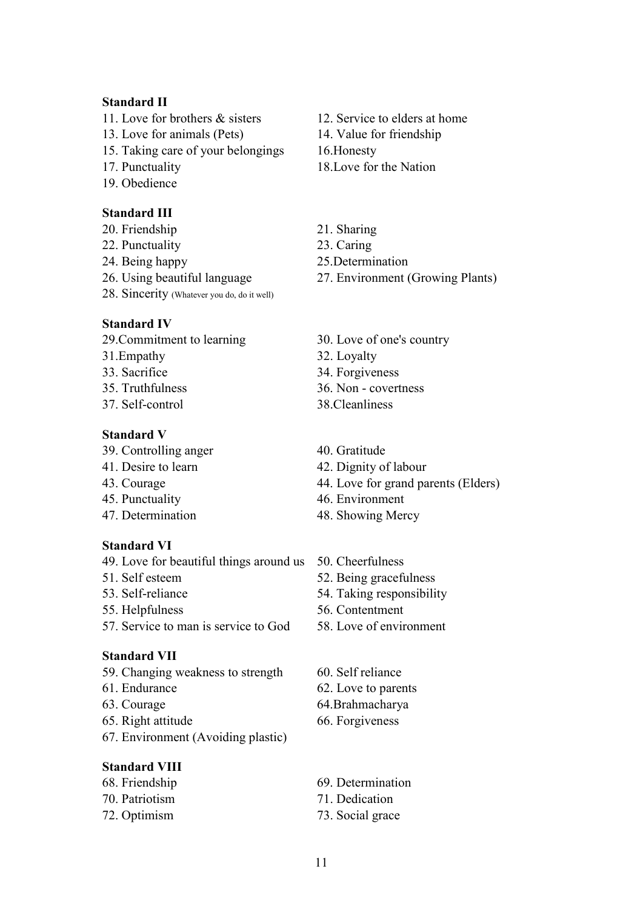**Standard II**

11. Love for brothers & sisters
12. Service to elders at home
13. Love for animals (Pets)
14. Value for friendship
15. Taking care of your belongings
16.Honesty
17. Punctuality
18.Love for the Nation
19. Obedience

**Standard III**

20. Friendship
21. Sharing
22. Punctuality
23. Caring
24. Being happy
25.Determination
26. Using beautiful language
27. Environment (Growing Plants)
28. Sincerity (Whatever you do, do it well)

**Standard IV**

29.Commitment to learning
30. Love of one's country
31.Empathy
32. Loyalty
33. Sacrifice
34. Forgiveness
35. Truthfulness
36. Non - covertness
37. Self-control
38.Cleanliness

**Standard V**

39. Controlling anger
40. Gratitude
41. Desire to learn
42. Dignity of labour
43. Courage
44. Love for grand parents (Elders)
45. Punctuality
46. Environment
47. Determination
48. Showing Mercy

**Standard VI**

49. Love for beautiful things around us
50. Cheerfulness
51. Self esteem
52. Being gracefulness
53. Self-reliance
54. Taking responsibility
55. Helpfulness
56. Contentment
57. Service to man is service to God
58. Love of environment

**Standard VII**

59. Changing weakness to strength
60. Self reliance
61. Endurance
62. Love to parents
63. Courage
64.Brahmacharya
65. Right attitude
66. Forgiveness
67. Environment (Avoiding plastic)

**Standard VIII**

68. Friendship
69. Determination
70. Patriotism
71. Dedication
72. Optimism
73. Social grace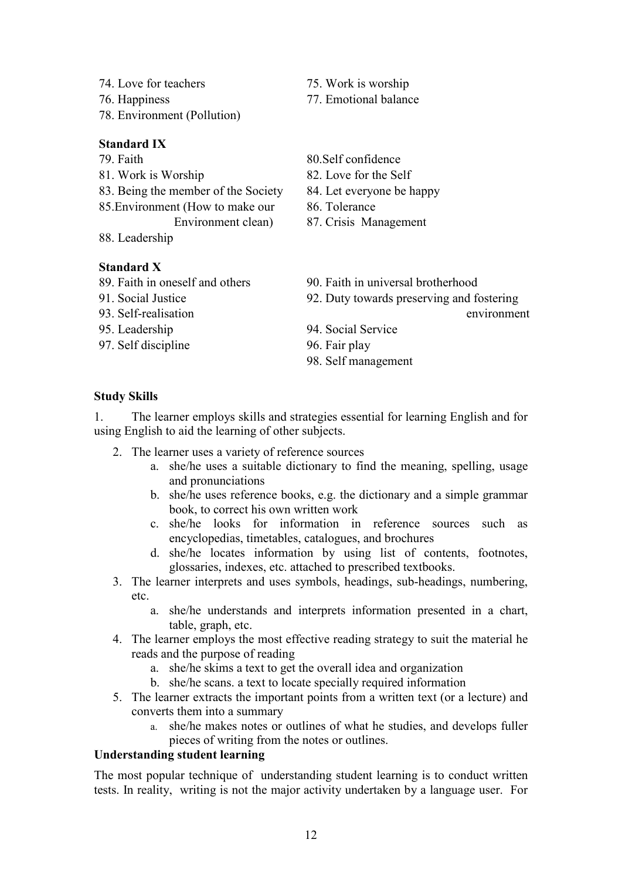74. Love for teachers
75. Work is worship
76. Happiness
77. Emotional balance
78. Environment (Pollution)

**Standard IX**

79. Faith
80. Self confidence
81. Work is Worship
82. Love for the Self
83. Being the member of the Society
84. Let everyone be happy
85. Environment (How to make our Environment clean)
86. Tolerance
87. Crisis Management
88. Leadership

**Standard X**

89. Faith in oneself and others
90. Faith in universal brotherhood
91. Social Justice
92. Duty towards preserving and fostering environment
93. Self-realisation
94. Social Service
95. Leadership
96. Fair play
97. Self discipline
98. Self management

**Study Skills**

1. The learner employs skills and strategies essential for learning English and for using English to aid the learning of other subjects.
2. The learner uses a variety of reference sources
   a. she/he uses a suitable dictionary to find the meaning, spelling, usage and pronunciations
   b. she/he uses reference books, e.g. the dictionary and a simple grammar book, to correct his own written work
   c. she/he looks for information in reference sources such as encyclopedias, timetables, catalogues, and brochures
   d. she/he locates information by using list of contents, footnotes, glossaries, indexes, etc. attached to prescribed textbooks.
3. The learner interprets and uses symbols, headings, sub-headings, numbering, etc.
   a. she/he understands and interprets information presented in a chart, table, graph, etc.
4. The learner employs the most effective reading strategy to suit the material he reads and the purpose of reading
   a. she/he skims a text to get the overall idea and organization
   b. she/he scans. a text to locate specially required information
5. The learner extracts the important points from a written text (or a lecture) and converts them into a summary
   a. she/he makes notes or outlines of what he studies, and develops fuller pieces of writing from the notes or outlines.

**Understanding student learning**

The most popular technique of understanding student learning is to conduct written tests. In reality, writing is not the major activity undertaken by a language user. For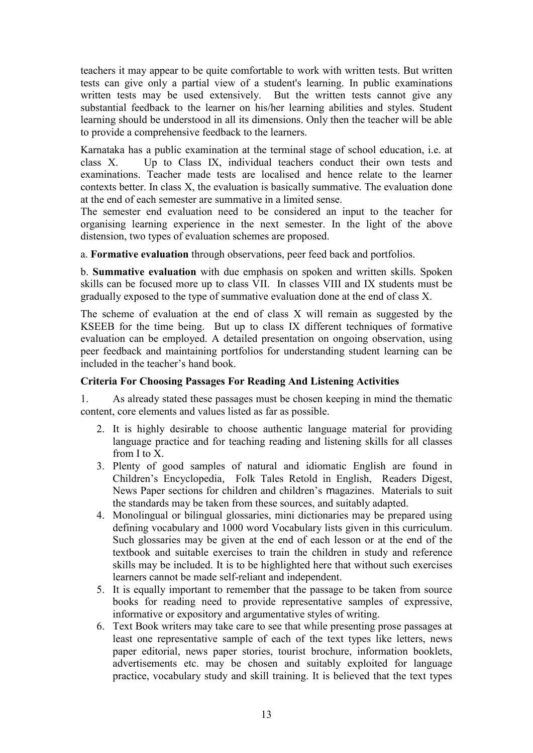teachers it may appear to be quite comfortable to work with written tests. But written tests can give only a partial view of a student's learning. In public examinations written tests may be used extensively. But the written tests cannot give any substantial feedback to the learner on his/her learning abilities and styles. Student learning should be understood in all its dimensions. Only then the teacher will be able to provide a comprehensive feedback to the learners.

Karnataka has a public examination at the terminal stage of school education, i.e. at class X. Up to Class IX, individual teachers conduct their own tests and examinations. Teacher made tests are localised and hence relate to the learner contexts better. In class X, the evaluation is basically summative. The evaluation done at the end of each semester are summative in a limited sense.

The semester end evaluation need to be considered an input to the teacher for organising learning experience in the next semester. In the light of the above distension, two types of evaluation schemes are proposed.

a. **Formative evaluation** through observations, peer feed back and portfolios.

b. **Summative evaluation** with due emphasis on spoken and written skills. Spoken skills can be focused more up to class VII. In classes VIII and IX students must be gradually exposed to the type of summative evaluation done at the end of class X.

The scheme of evaluation at the end of class X will remain as suggested by the KSEEB for the time being. But up to class IX different techniques of formative evaluation can be employed. A detailed presentation on ongoing observation, using peer feedback and maintaining portfolios for understanding student learning can be included in the teacher's hand book.

**Criteria For Choosing Passages For Reading And Listening Activities**

1. As already stated these passages must be chosen keeping in mind the thematic content, core elements and values listed as far as possible.
2. It is highly desirable to choose authentic language material for providing language practice and for teaching reading and listening skills for all classes from I to X.
3. Plenty of good samples of natural and idiomatic English are found in Children's Encyclopedia, Folk Tales Retold in English, Readers Digest, News Paper sections for children and children's magazines. Materials to suit the standards may be taken from these sources, and suitably adapted.
4. Monolingual or bilingual glossaries, mini dictionaries may be prepared using defining vocabulary and 1000 word Vocabulary lists given in this curriculum. Such glossaries may be given at the end of each lesson or at the end of the textbook and suitable exercises to train the children in study and reference skills may be included. It is to be highlighted here that without such exercises learners cannot be made self-reliant and independent.
5. It is equally important to remember that the passage to be taken from source books for reading need to provide representative samples of expressive, informative or expository and argumentative styles of writing.
6. Text Book writers may take care to see that while presenting prose passages at least one representative sample of each of the text types like letters, news paper editorial, news paper stories, tourist brochure, information booklets, advertisements etc. may be chosen and suitably exploited for language practice, vocabulary study and skill training. It is believed that the text types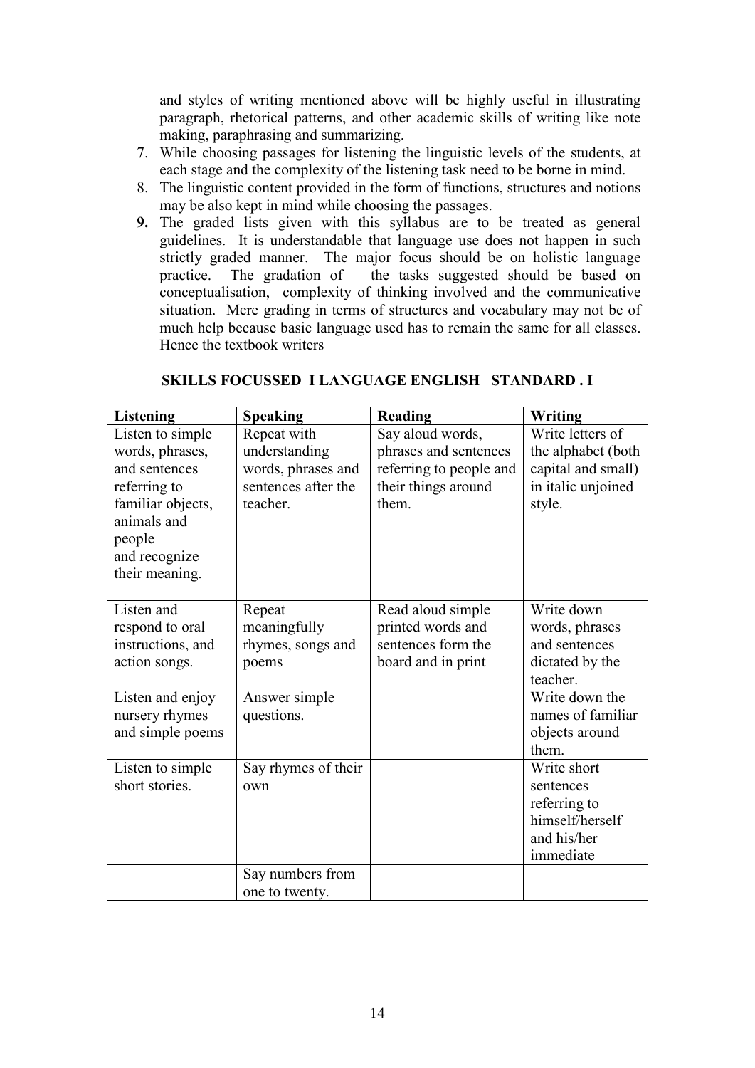and styles of writing mentioned above will be highly useful in illustrating paragraph, rhetorical patterns, and other academic skills of writing like note making, paraphrasing and summarizing.

7. While choosing passages for listening the linguistic levels of the students, at each stage and the complexity of the listening task need to be borne in mind.
8. The linguistic content provided in the form of functions, structures and notions may be also kept in mind while choosing the passages.
9. The graded lists given with this syllabus are to be treated as general guidelines. It is understandable that language use does not happen in such strictly graded manner. The major focus should be on holistic language practice. The gradation of the tasks suggested should be based on conceptualisation, complexity of thinking involved and the communicative situation. Mere grading in terms of structures and vocabulary may not be of much help because basic language used has to remain the same for all classes. Hence the textbook writers

**SKILLS FOCUSSED I LANGUAGE ENGLISH STANDARD . I**

| Listening | Speaking | Reading | Writing |
|---|---|---|---|
| Listen to simple words, phrases, and sentences referring to familiar objects, animals and people and recognize their meaning. | Repeat with understanding words, phrases and sentences after the teacher. | Say aloud words, phrases and sentences referring to people and their things around them. | Write letters of the alphabet (both capital and small) in italic unjoined style. |
| Listen and respond to oral instructions, and action songs. | Repeat meaningfully rhymes, songs and poems | Read aloud simple printed words and sentences form the board and in print | Write down words, phrases and sentences dictated by the teacher. |
| Listen and enjoy nursery rhymes and simple poems | Answer simple questions. | | Write down the names of familiar objects around them. |
| Listen to simple short stories. | Say rhymes of their own | | Write short sentences referring to himself/herself and his/her immediate |
| | Say numbers from one to twenty. | | |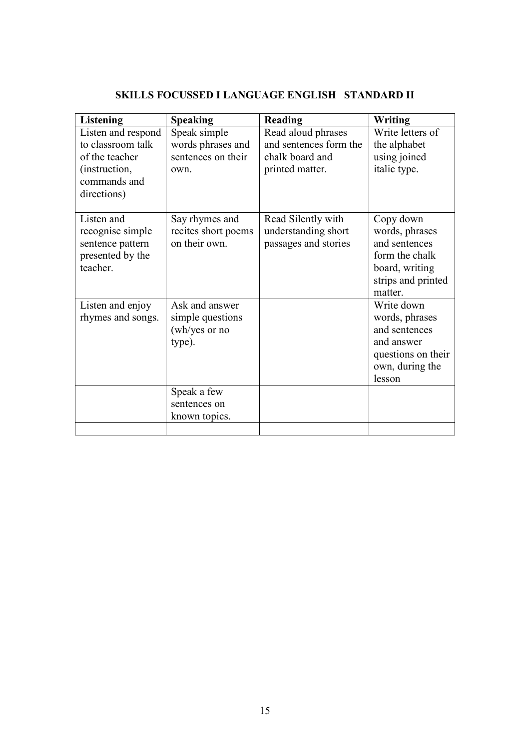**SKILLS FOCUSSED I LANGUAGE ENGLISH STANDARD II**

| Listening | Speaking | Reading | Writing |
|---|---|---|---|
| Listen and respond to classroom talk of the teacher (instruction, commands and directions) | Speak simple words phrases and sentences on their own. | Read aloud phrases and sentences form the chalk board and printed matter. | Write letters of the alphabet using joined italic type. |
| Listen and recognise simple sentence pattern presented by the teacher. | Say rhymes and recites short poems on their own. | Read Silently with understanding short passages and stories | Copy down words, phrases and sentences form the chalk board, writing strips and printed matter. |
| Listen and enjoy rhymes and songs. | Ask and answer simple questions (wh/yes or no type). | | Write down words, phrases and sentences and answer questions on their own, during the lesson |
| | Speak a few sentences on known topics. | | |
| | | | |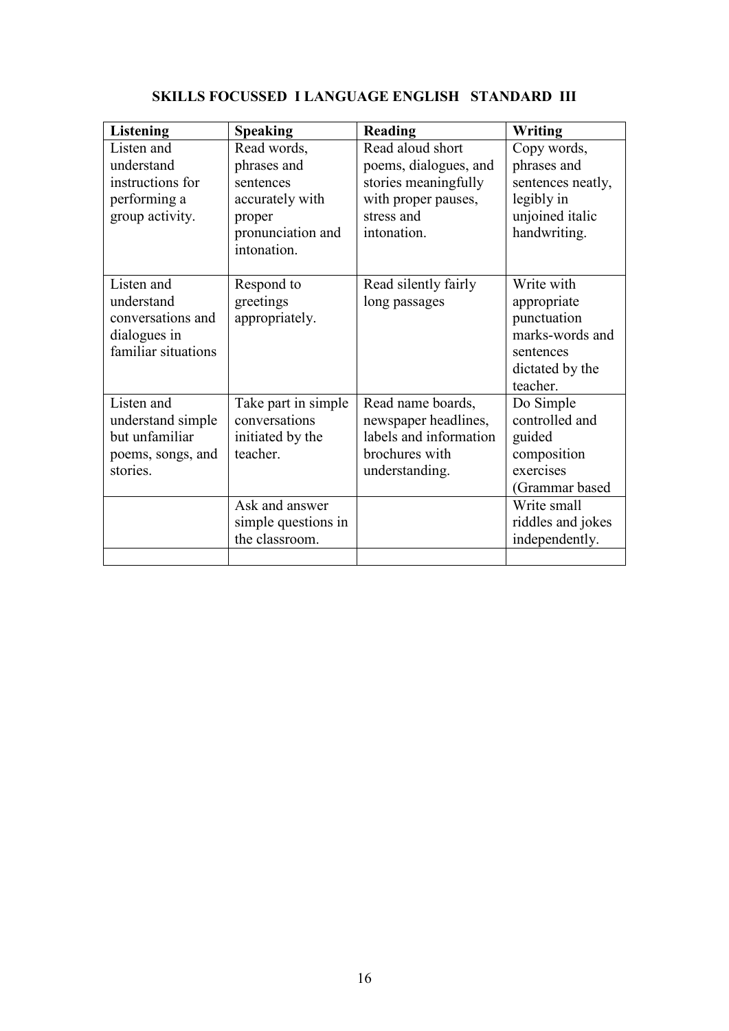## SKILLS FOCUSSED I LANGUAGE ENGLISH STANDARD III

| Listening | Speaking | Reading | Writing |
|---|---|---|---|
| Listen and understand instructions for performing a group activity. | Read words, phrases and sentences accurately with proper pronunciation and intonation. | Read aloud short poems, dialogues, and stories meaningfully with proper pauses, stress and intonation. | Copy words, phrases and sentences neatly, legibly in unjoined italic handwriting. |
| Listen and understand conversations and dialogues in familiar situations | Respond to greetings appropriately. | Read silently fairly long passages | Write with appropriate punctuation marks-words and sentences dictated by the teacher. |
| Listen and understand simple but unfamiliar poems, songs, and stories. | Take part in simple conversations initiated by the teacher. | Read name boards, newspaper headlines, labels and information brochures with understanding. | Do Simple controlled and guided composition exercises (Grammar based |
| | Ask and answer simple questions in the classroom. | | Write small riddles and jokes independently. |
| | | | |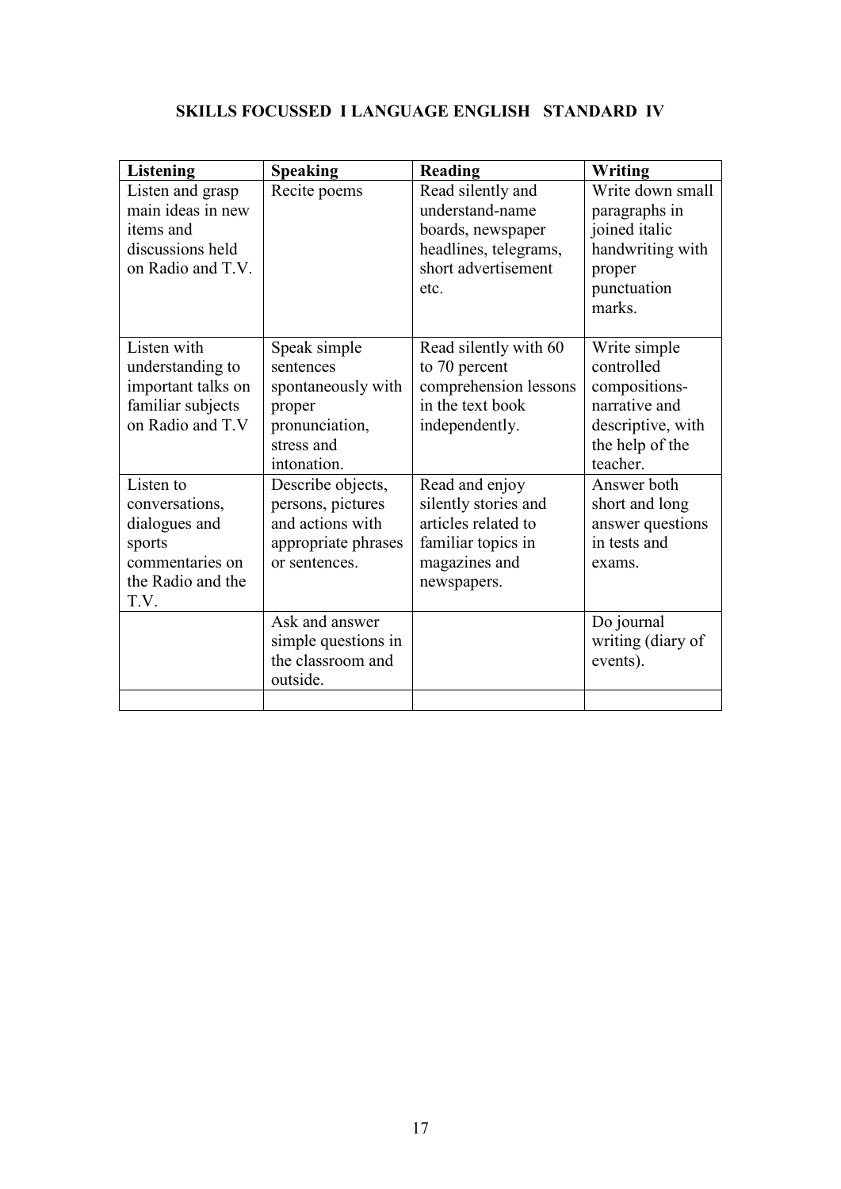**SKILLS FOCUSSED I LANGUAGE ENGLISH STANDARD IV**

| **Listening** | **Speaking** | **Reading** | **Writing** |
|---|---|---|---|
| Listen and grasp main ideas in new items and discussions held on Radio and T.V. | Recite poems | Read silently and understand-name boards, newspaper headlines, telegrams, short advertisement etc. | Write down small paragraphs in joined italic handwriting with proper punctuation marks. |
| Listen with understanding to important talks on familiar subjects on Radio and T.V | Speak simple sentences spontaneously with proper pronunciation, stress and intonation. | Read silently with 60 to 70 percent comprehension lessons in the text book independently. | Write simple controlled compositions- narrative and descriptive, with the help of the teacher. |
| Listen to conversations, dialogues and sports commentaries on the Radio and the T.V. | Describe objects, persons, pictures and actions with appropriate phrases or sentences. | Read and enjoy silently stories and articles related to familiar topics in magazines and newspapers. | Answer both short and long answer questions in tests and exams. |
| | Ask and answer simple questions in the classroom and outside. | | Do journal writing (diary of events). |
| | | | |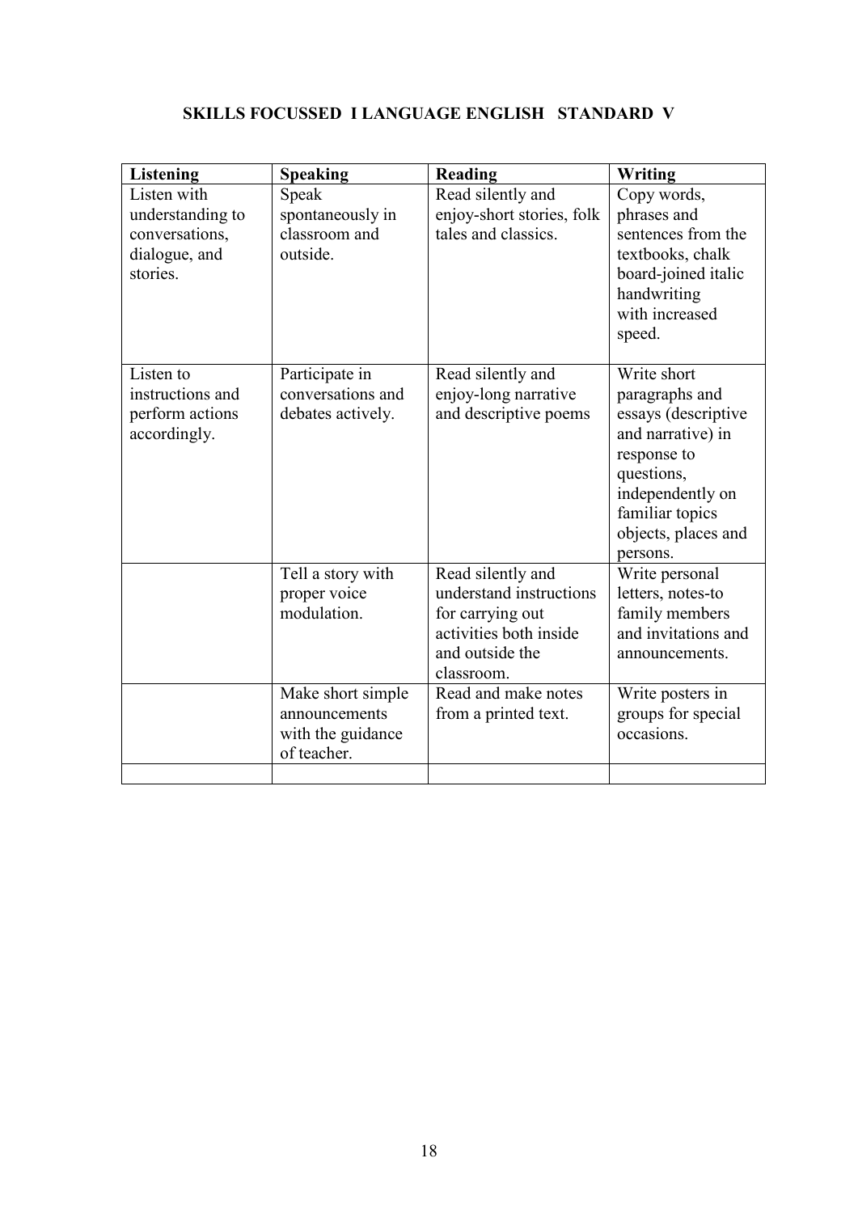## SKILLS FOCUSSED I LANGUAGE ENGLISH STANDARD V

| Listening | Speaking | Reading | Writing |
|---|---|---|---|
| Listen with understanding to conversations, dialogue, and stories. | Speak spontaneously in classroom and outside. | Read silently and enjoy-short stories, folk tales and classics. | Copy words, phrases and sentences from the textbooks, chalk board-joined italic handwriting with increased speed. |
| Listen to instructions and perform actions accordingly. | Participate in conversations and debates actively. | Read silently and enjoy-long narrative and descriptive poems | Write short paragraphs and essays (descriptive and narrative) in response to questions, independently on familiar topics objects, places and persons. |
| | Tell a story with proper voice modulation. | Read silently and understand instructions for carrying out activities both inside and outside the classroom. | Write personal letters, notes-to family members and invitations and announcements. |
| | Make short simple announcements with the guidance of teacher. | Read and make notes from a printed text. | Write posters in groups for special occasions. |
| | | | |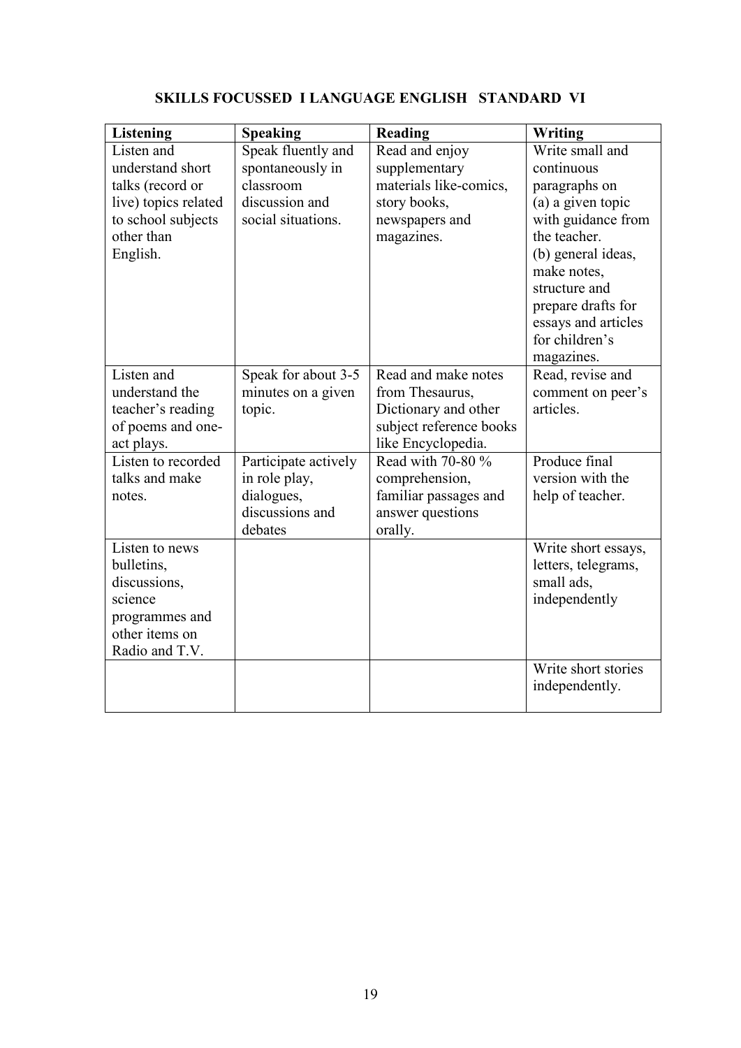## SKILLS FOCUSSED I LANGUAGE ENGLISH STANDARD VI

| Listening | Speaking | Reading | Writing |
|---|---|---|---|
| Listen and understand short talks (record or live) topics related to school subjects other than English. | Speak fluently and spontaneously in classroom discussion and social situations. | Read and enjoy supplementary materials like-comics, story books, newspapers and magazines. | Write small and continuous paragraphs on (a) a given topic with guidance from the teacher. (b) general ideas, make notes, structure and prepare drafts for essays and articles for children's magazines. |
| Listen and understand the teacher's reading of poems and one-act plays. | Speak for about 3-5 minutes on a given topic. | Read and make notes from Thesaurus, Dictionary and other subject reference books like Encyclopedia. | Read, revise and comment on peer's articles. |
| Listen to recorded talks and make notes. | Participate actively in role play, dialogues, discussions and debates | Read with 70-80 % comprehension, familiar passages and answer questions orally. | Produce final version with the help of teacher. |
| Listen to news bulletins, discussions, science programmes and other items on Radio and T.V. | | | Write short essays, letters, telegrams, small ads, independently |
| | | | Write short stories independently. |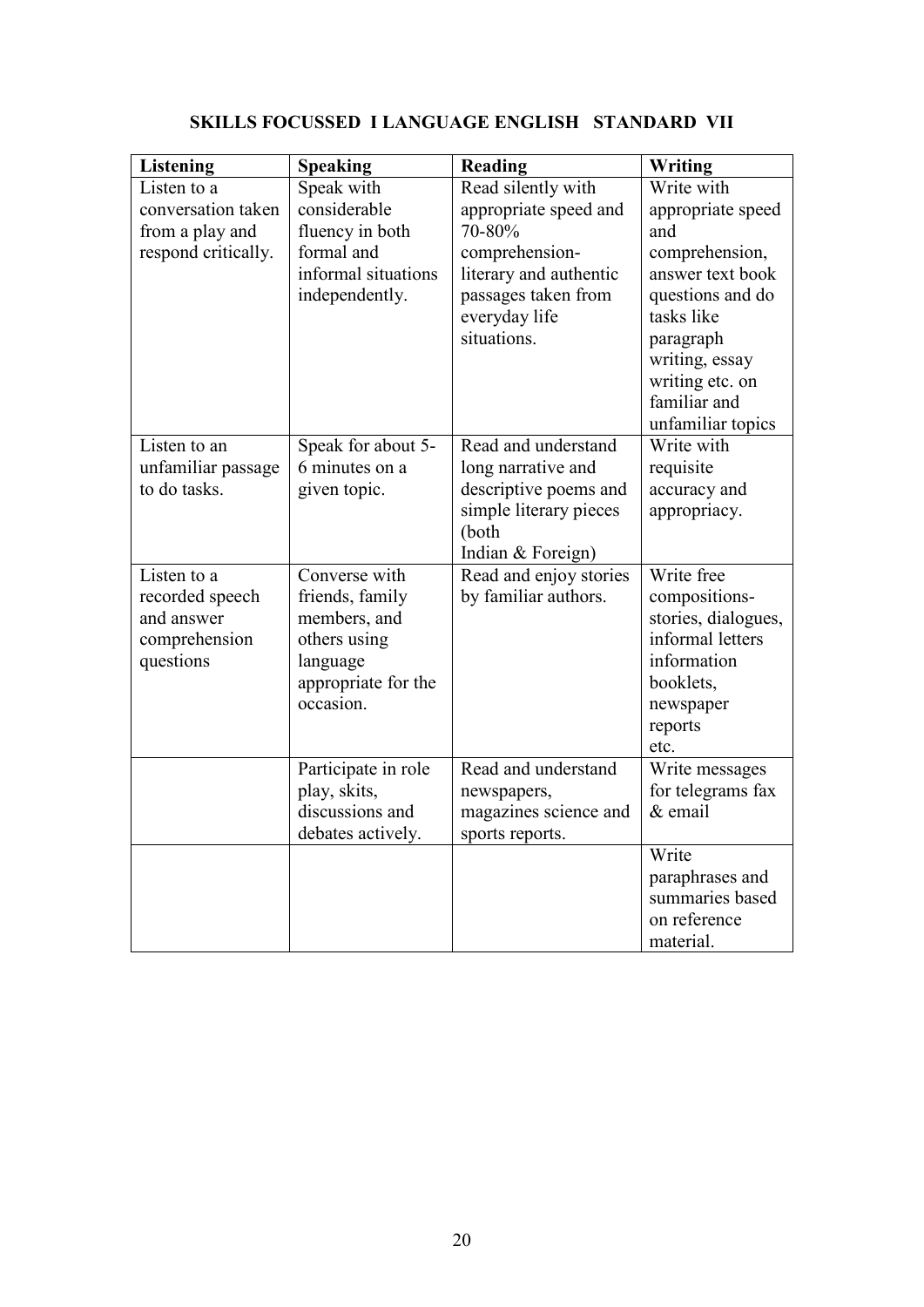**SKILLS FOCUSSED I LANGUAGE ENGLISH STANDARD VII**

| Listening | Speaking | Reading | Writing |
|---|---|---|---|
| Listen to a conversation taken from a play and respond critically. | Speak with considerable fluency in both formal and informal situations independently. | Read silently with appropriate speed and 70-80% comprehension- literary and authentic passages taken from everyday life situations. | Write with appropriate speed and comprehension, answer text book questions and do tasks like paragraph writing, essay writing etc. on familiar and unfamiliar topics |
| Listen to an unfamiliar passage to do tasks. | Speak for about 5-6 minutes on a given topic. | Read and understand long narrative and descriptive poems and simple literary pieces (both Indian & Foreign) | Write with requisite accuracy and appropriacy. |
| Listen to a recorded speech and answer comprehension questions | Converse with friends, family members, and others using language appropriate for the occasion. | Read and enjoy stories by familiar authors. | Write free compositions- stories, dialogues, informal letters information booklets, newspaper reports etc. |
| | Participate in role play, skits, discussions and debates actively. | Read and understand newspapers, magazines science and sports reports. | Write messages for telegrams fax & email |
| | | | Write paraphrases and summaries based on reference material. |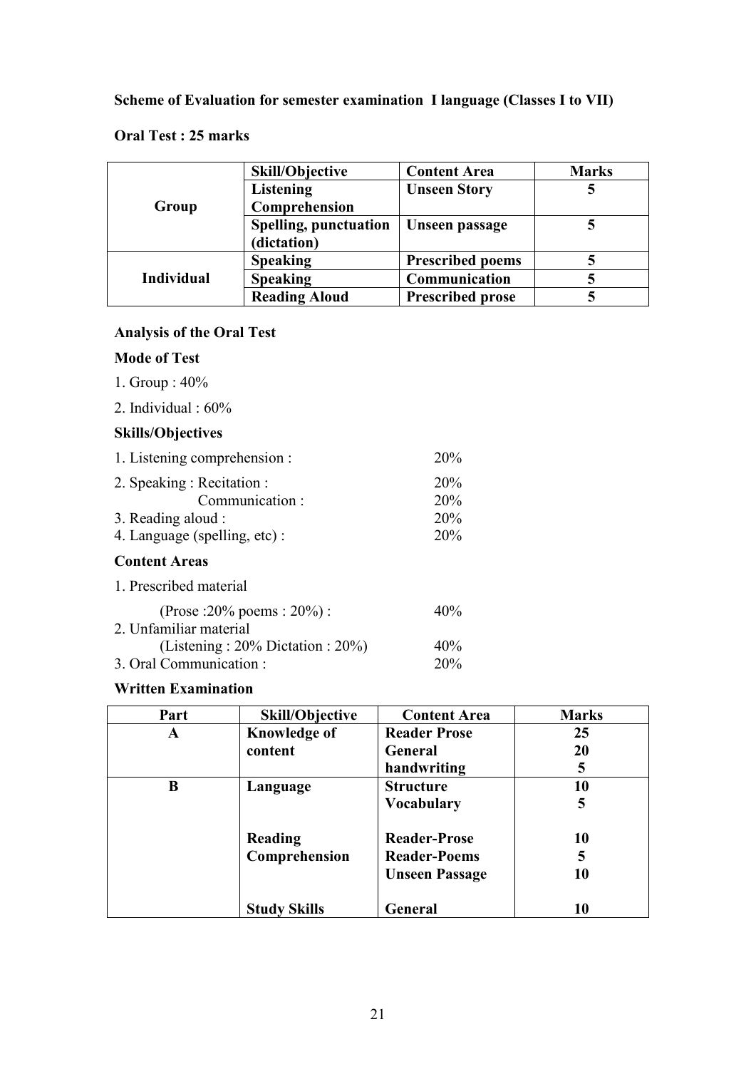**Scheme of Evaluation for semester examination I language (Classes I to VII)**

**Oral Test : 25 marks**

| | Skill/Objective | Content Area | Marks |
|---|---|---|---|
| Group | Listening Comprehension | Unseen Story | 5 |
| | Spelling, punctuation (dictation) | Unseen passage | 5 |
| Individual | Speaking | Prescribed poems | 5 |
| | Speaking | Communication | 5 |
| | Reading Aloud | Prescribed prose | 5 |

**Analysis of the Oral Test**

**Mode of Test**

1. Group : 40%
2. Individual : 60%

**Skills/Objectives**

| | |
|---|---|
| 1. Listening comprehension : | 20% |
| 2. Speaking : Recitation : | 20% |
| Communication : | 20% |
| 3. Reading aloud : | 20% |
| 4. Language (spelling, etc) : | 20% |

**Content Areas**

| | |
|---|---|
| 1. Prescribed material | |
| (Prose :20% poems : 20%) : | 40% |
| 2. Unfamiliar material | |
| (Listening : 20% Dictation : 20%) | 40% |
| 3. Oral Communication : | 20% |

**Written Examination**

| Part | Skill/Objective | Content Area | Marks |
|---|---|---|---|
| A | Knowledge of content | Reader Prose | 25 |
| | | General | 20 |
| | | handwriting | 5 |
| B | Language | Structure | 10 |
| | | Vocabulary | 5 |
| | Reading Comprehension | Reader-Prose | 10 |
| | | Reader-Poems | 5 |
| | | Unseen Passage | 10 |
| | Study Skills | General | 10 |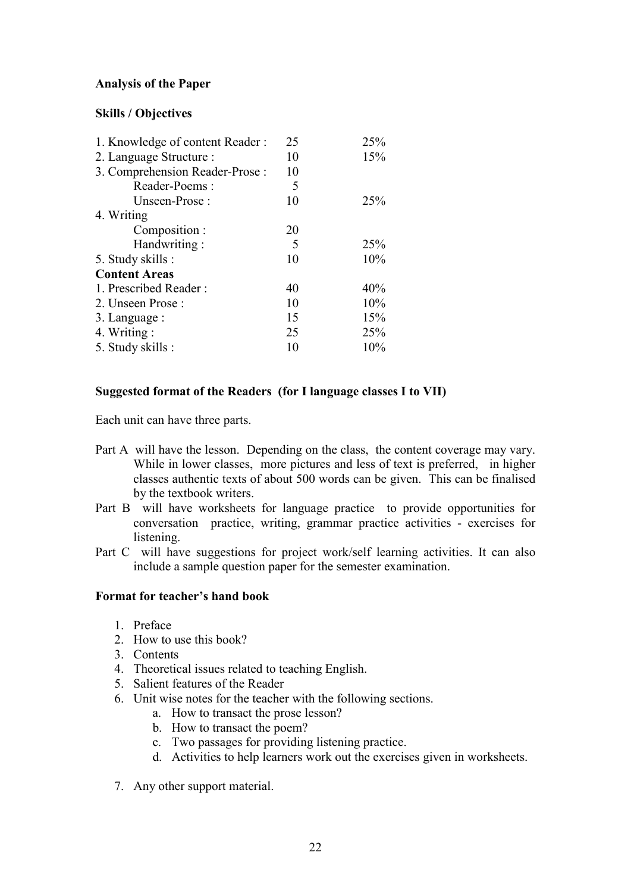**Analysis of the Paper**

**Skills / Objectives**

| | | |
|---|---|---|
| 1. Knowledge of content Reader : | 25 | 25% |
| 2. Language Structure : | 10 | 15% |
| 3. Comprehension Reader-Prose : | 10 | |
| Reader-Poems : | 5 | |
| Unseen-Prose : | 10 | 25% |
| 4. Writing | | |
| Composition : | 20 | |
| Handwriting : | 5 | 25% |
| 5. Study skills : | 10 | 10% |
| **Content Areas** | | |
| 1. Prescribed Reader : | 40 | 40% |
| 2. Unseen Prose : | 10 | 10% |
| 3. Language : | 15 | 15% |
| 4. Writing : | 25 | 25% |
| 5. Study skills : | 10 | 10% |

**Suggested format of the Readers (for I language classes I to VII)**

Each unit can have three parts.

Part A will have the lesson. Depending on the class, the content coverage may vary. While in lower classes, more pictures and less of text is preferred, in higher classes authentic texts of about 500 words can be given. This can be finalised by the textbook writers.

Part B will have worksheets for language practice to provide opportunities for conversation practice, writing, grammar practice activities - exercises for listening.

Part C will have suggestions for project work/self learning activities. It can also include a sample question paper for the semester examination.

**Format for teacher's hand book**

1. Preface
2. How to use this book?
3. Contents
4. Theoretical issues related to teaching English.
5. Salient features of the Reader
6. Unit wise notes for the teacher with the following sections.
    a. How to transact the prose lesson?
    b. How to transact the poem?
    c. Two passages for providing listening practice.
    d. Activities to help learners work out the exercises given in worksheets.
7. Any other support material.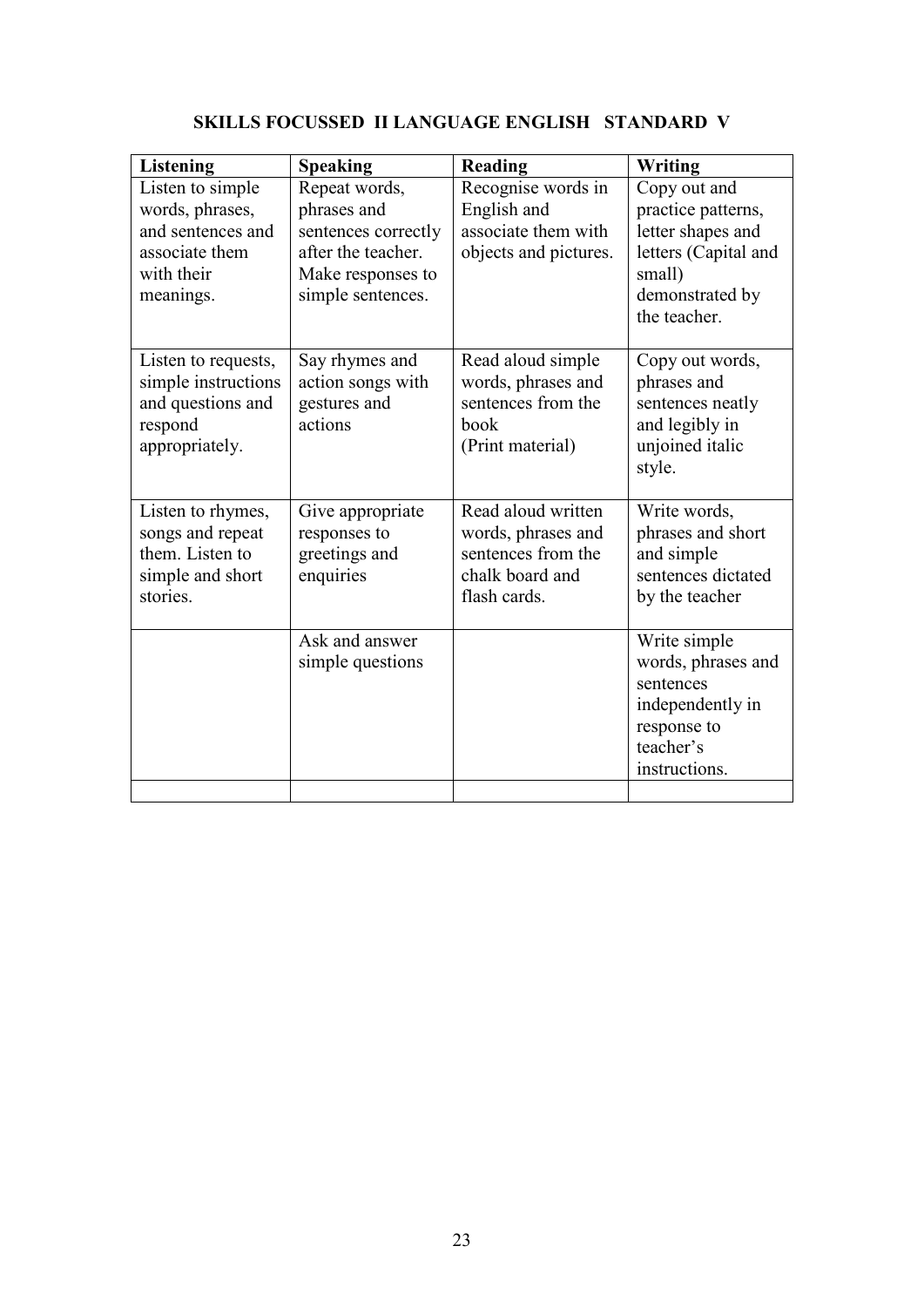# SKILLS FOCUSSED II LANGUAGE ENGLISH STANDARD V

| Listening | Speaking | Reading | Writing |
|---|---|---|---|
| Listen to simple words, phrases, and sentences and associate them with their meanings. | Repeat words, phrases and sentences correctly after the teacher. Make responses to simple sentences. | Recognise words in English and associate them with objects and pictures. | Copy out and practice patterns, letter shapes and letters (Capital and small) demonstrated by the teacher. |
| Listen to requests, simple instructions and questions and respond appropriately. | Say rhymes and action songs with gestures and actions | Read aloud simple words, phrases and sentences from the book (Print material) | Copy out words, phrases and sentences neatly and legibly in unjoined italic style. |
| Listen to rhymes, songs and repeat them. Listen to simple and short stories. | Give appropriate responses to greetings and enquiries | Read aloud written words, phrases and sentences from the chalk board and flash cards. | Write words, phrases and short and simple sentences dictated by the teacher |
| | Ask and answer simple questions | | Write simple words, phrases and sentences independently in response to teacher's instructions. |
| | | | |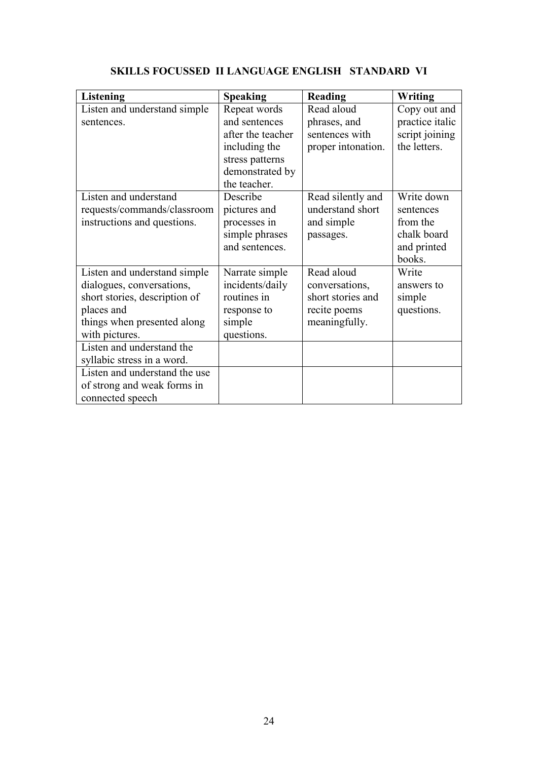## SKILLS FOCUSSED II LANGUAGE ENGLISH STANDARD VI

| Listening | Speaking | Reading | Writing |
|---|---|---|---|
| Listen and understand simple sentences. | Repeat words and sentences after the teacher including the stress patterns demonstrated by the teacher. | Read aloud phrases, and sentences with proper intonation. | Copy out and practice italic script joining the letters. |
| Listen and understand requests/commands/classroom instructions and questions. | Describe pictures and processes in simple phrases and sentences. | Read silently and understand short and simple passages. | Write down sentences from the chalk board and printed books. |
| Listen and understand simple dialogues, conversations, short stories, description of places and things when presented along with pictures. | Narrate simple incidents/daily routines in response to simple questions. | Read aloud conversations, short stories and recite poems meaningfully. | Write answers to simple questions. |
| Listen and understand the syllabic stress in a word. | | | |
| Listen and understand the use of strong and weak forms in connected speech | | | |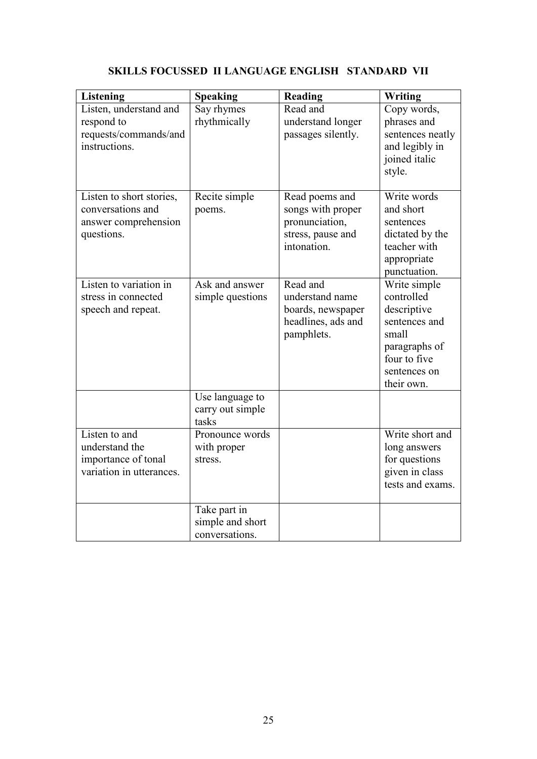## SKILLS FOCUSSED II LANGUAGE ENGLISH STANDARD VII

| Listening | Speaking | Reading | Writing |
|---|---|---|---|
| Listen, understand and respond to requests/commands/and instructions. | Say rhymes rhythmically | Read and understand longer passages silently. | Copy words, phrases and sentences neatly and legibly in joined italic style. |
| Listen to short stories, conversations and answer comprehension questions. | Recite simple poems. | Read poems and songs with proper pronunciation, stress, pause and intonation. | Write words and short sentences dictated by the teacher with appropriate punctuation. |
| Listen to variation in stress in connected speech and repeat. | Ask and answer simple questions | Read and understand name boards, newspaper headlines, ads and pamphlets. | Write simple controlled descriptive sentences and small paragraphs of four to five sentences on their own. |
| | Use language to carry out simple tasks | | |
| Listen to and understand the importance of tonal variation in utterances. | Pronounce words with proper stress. | | Write short and long answers for questions given in class tests and exams. |
| | Take part in simple and short conversations. | | |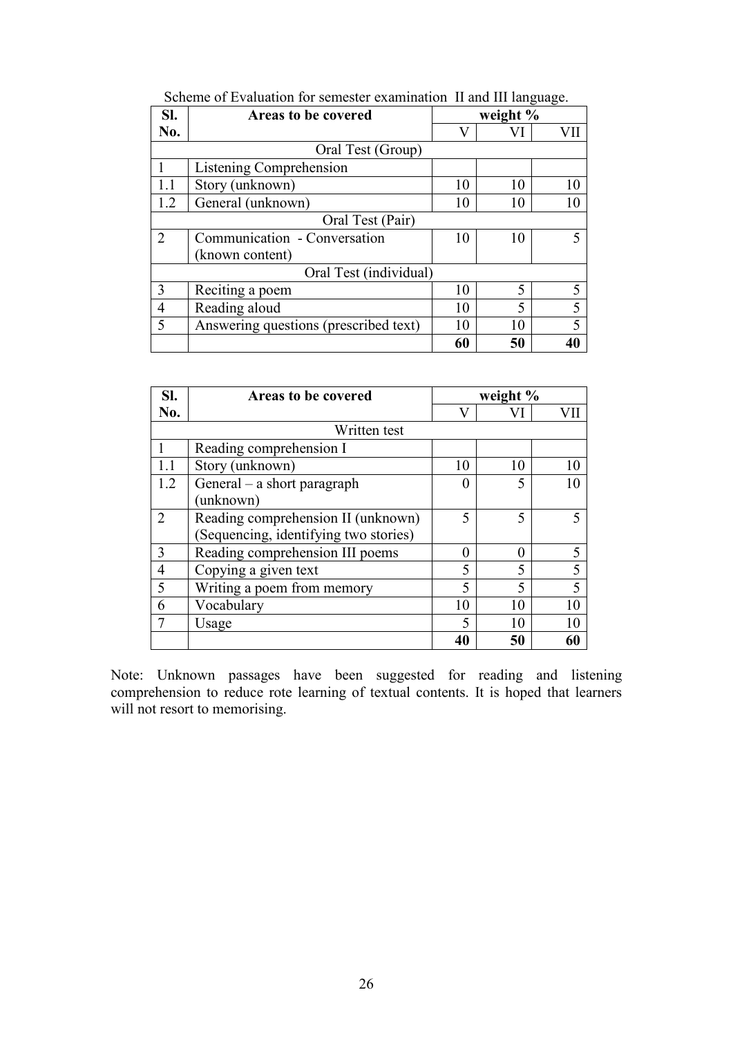Scheme of Evaluation for semester examination II and III language.

| Sl. No. | Areas to be covered | weight % | | |
|---|---|---|---|---|
| | | V | VI | VII |
| | Oral Test (Group) | | | |
| 1 | Listening Comprehension | | | |
| 1.1 | Story (unknown) | 10 | 10 | 10 |
| 1.2 | General (unknown) | 10 | 10 | 10 |
| | Oral Test (Pair) | | | |
| 2 | Communication - Conversation (known content) | 10 | 10 | 5 |
| | Oral Test (individual) | | | |
| 3 | Reciting a poem | 10 | 5 | 5 |
| 4 | Reading aloud | 10 | 5 | 5 |
| 5 | Answering questions (prescribed text) | 10 | 10 | 5 |
| | | **60** | **50** | **40** |

| Sl. No. | Areas to be covered | weight % | | |
|---|---|---|---|---|
| | | V | VI | VII |
| | Written test | | | |
| 1 | Reading comprehension I | | | |
| 1.1 | Story (unknown) | 10 | 10 | 10 |
| 1.2 | General – a short paragraph (unknown) | 0 | 5 | 10 |
| 2 | Reading comprehension II (unknown) (Sequencing, identifying two stories) | 5 | 5 | 5 |
| 3 | Reading comprehension III poems | 0 | 0 | 5 |
| 4 | Copying a given text | 5 | 5 | 5 |
| 5 | Writing a poem from memory | 5 | 5 | 5 |
| 6 | Vocabulary | 10 | 10 | 10 |
| 7 | Usage | 5 | 10 | 10 |
| | | **40** | **50** | **60** |

Note: Unknown passages have been suggested for reading and listening comprehension to reduce rote learning of textual contents. It is hoped that learners will not resort to memorising.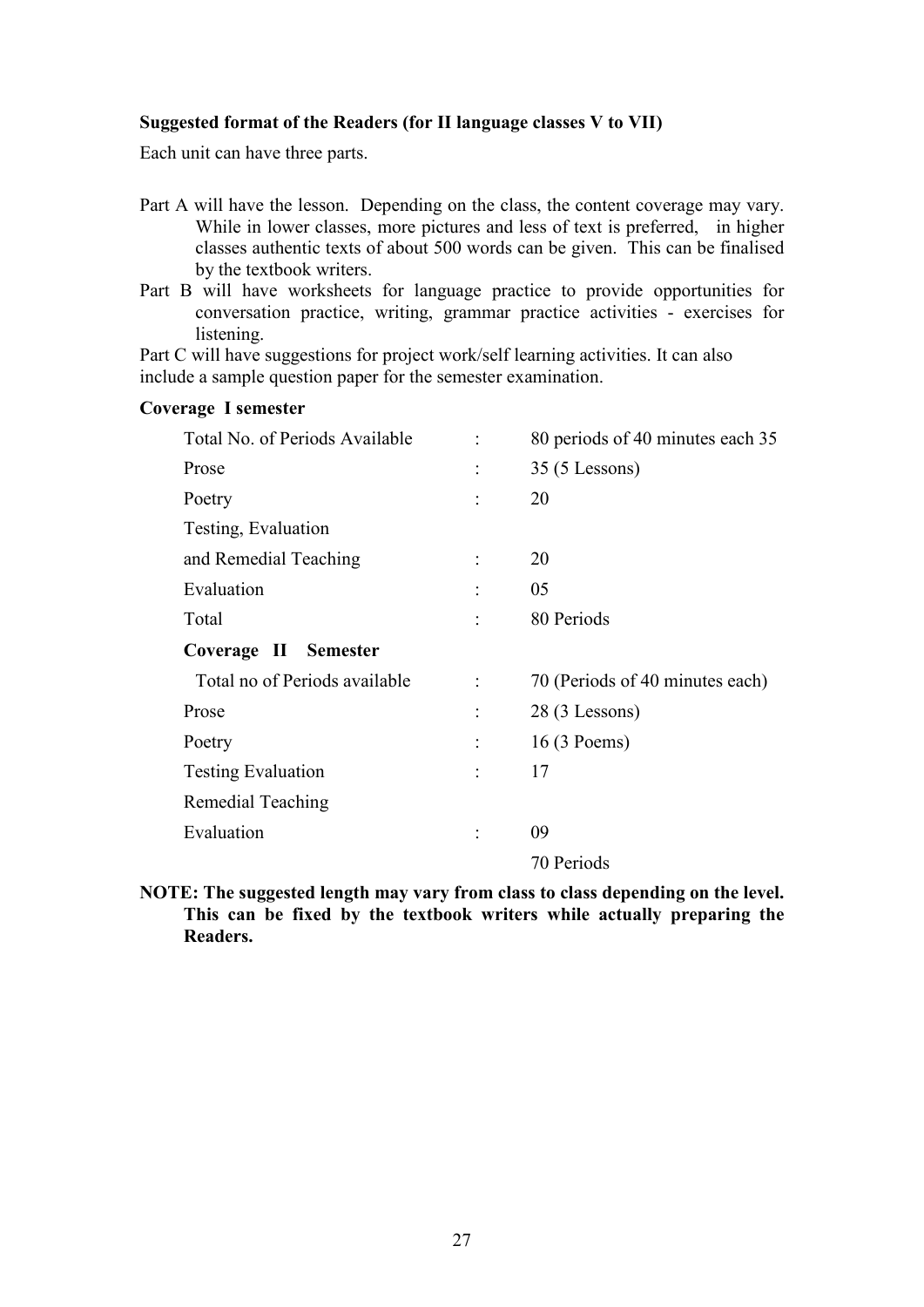**Suggested format of the Readers (for II language classes V to VII)**

Each unit can have three parts.

Part A will have the lesson. Depending on the class, the content coverage may vary. While in lower classes, more pictures and less of text is preferred, in higher classes authentic texts of about 500 words can be given. This can be finalised by the textbook writers.

Part B will have worksheets for language practice to provide opportunities for conversation practice, writing, grammar practice activities - exercises for listening.

Part C will have suggestions for project work/self learning activities. It can also include a sample question paper for the semester examination.

**Coverage I semester**

| | | |
|---|---|---|
| Total No. of Periods Available | : | 80 periods of 40 minutes each 35 |
| Prose | : | 35 (5 Lessons) |
| Poetry | : | 20 |
| Testing, Evaluation | | |
| and Remedial Teaching | : | 20 |
| Evaluation | : | 05 |
| Total | : | 80 Periods |

**Coverage II Semester**

| | | |
|---|---|---|
| Total no of Periods available | : | 70 (Periods of 40 minutes each) |
| Prose | : | 28 (3 Lessons) |
| Poetry | : | 16 (3 Poems) |
| Testing Evaluation | : | 17 |
| Remedial Teaching | | |
| Evaluation | : | 09 |
| | | 70 Periods |

**NOTE: The suggested length may vary from class to class depending on the level. This can be fixed by the textbook writers while actually preparing the Readers.**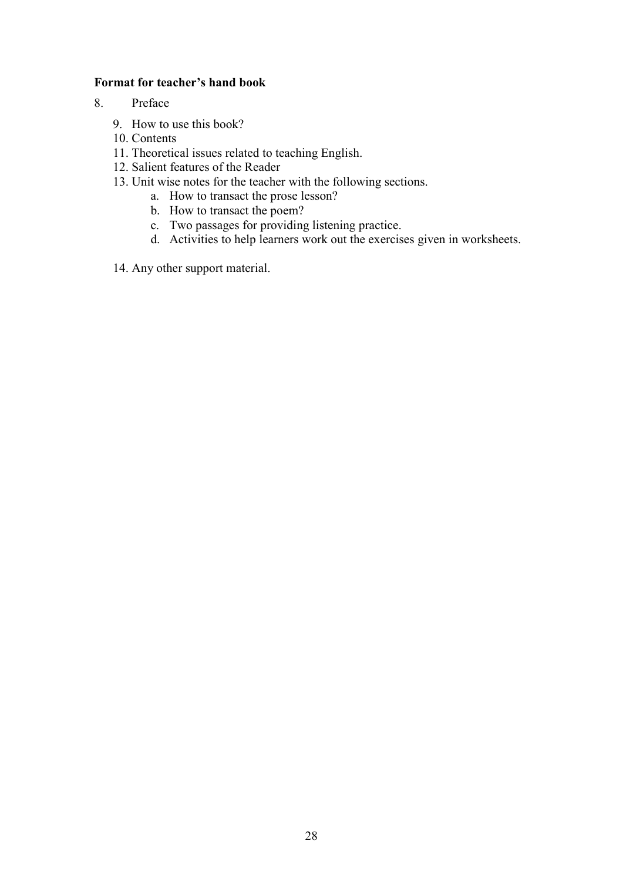**Format for teacher's hand book**

8. Preface
9. How to use this book?
10. Contents
11. Theoretical issues related to teaching English.
12. Salient features of the Reader
13. Unit wise notes for the teacher with the following sections.
    a. How to transact the prose lesson?
    b. How to transact the poem?
    c. Two passages for providing listening practice.
    d. Activities to help learners work out the exercises given in worksheets.
14. Any other support material.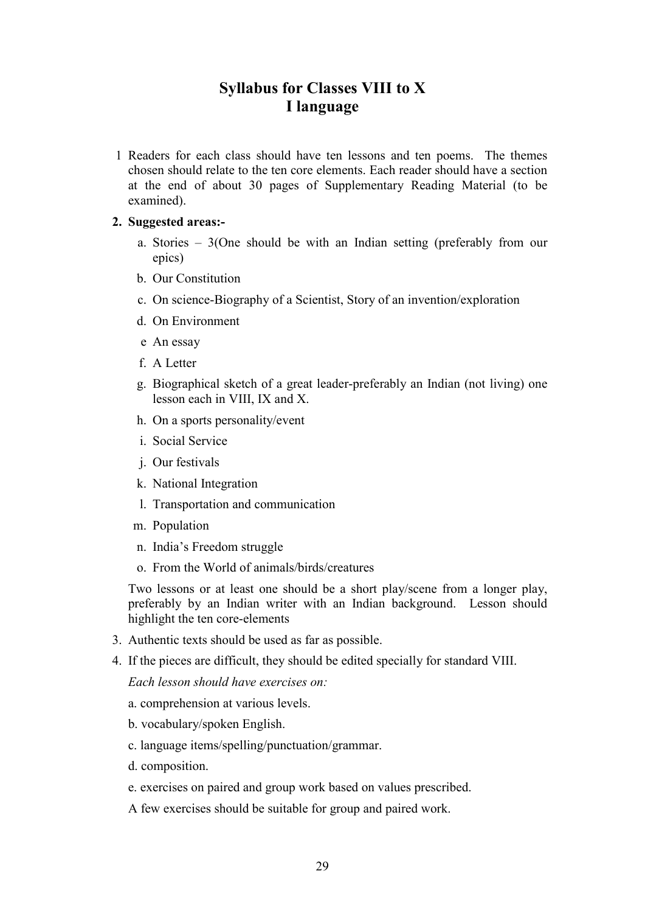# Syllabus for Classes VIII to X
## I language

1. Readers for each class should have ten lessons and ten poems. The themes chosen should relate to the ten core elements. Each reader should have a section at the end of about 30 pages of Supplementary Reading Material (to be examined).

2. **Suggested areas:-**

   a. Stories – 3(One should be with an Indian setting (preferably from our epics)

   b. Our Constitution

   c. On science-Biography of a Scientist, Story of an invention/exploration

   d. On Environment

   e An essay

   f. A Letter

   g. Biographical sketch of a great leader-preferably an Indian (not living) one lesson each in VIII, IX and X.

   h. On a sports personality/event

   i. Social Service

   j. Our festivals

   k. National Integration

   l. Transportation and communication

   m. Population

   n. India's Freedom struggle

   o. From the World of animals/birds/creatures

   Two lessons or at least one should be a short play/scene from a longer play, preferably by an Indian writer with an Indian background. Lesson should highlight the ten core-elements

3. Authentic texts should be used as far as possible.

4. If the pieces are difficult, they should be edited specially for standard VIII.

   *Each lesson should have exercises on:*

   a. comprehension at various levels.

   b. vocabulary/spoken English.

   c. language items/spelling/punctuation/grammar.

   d. composition.

   e. exercises on paired and group work based on values prescribed.

   A few exercises should be suitable for group and paired work.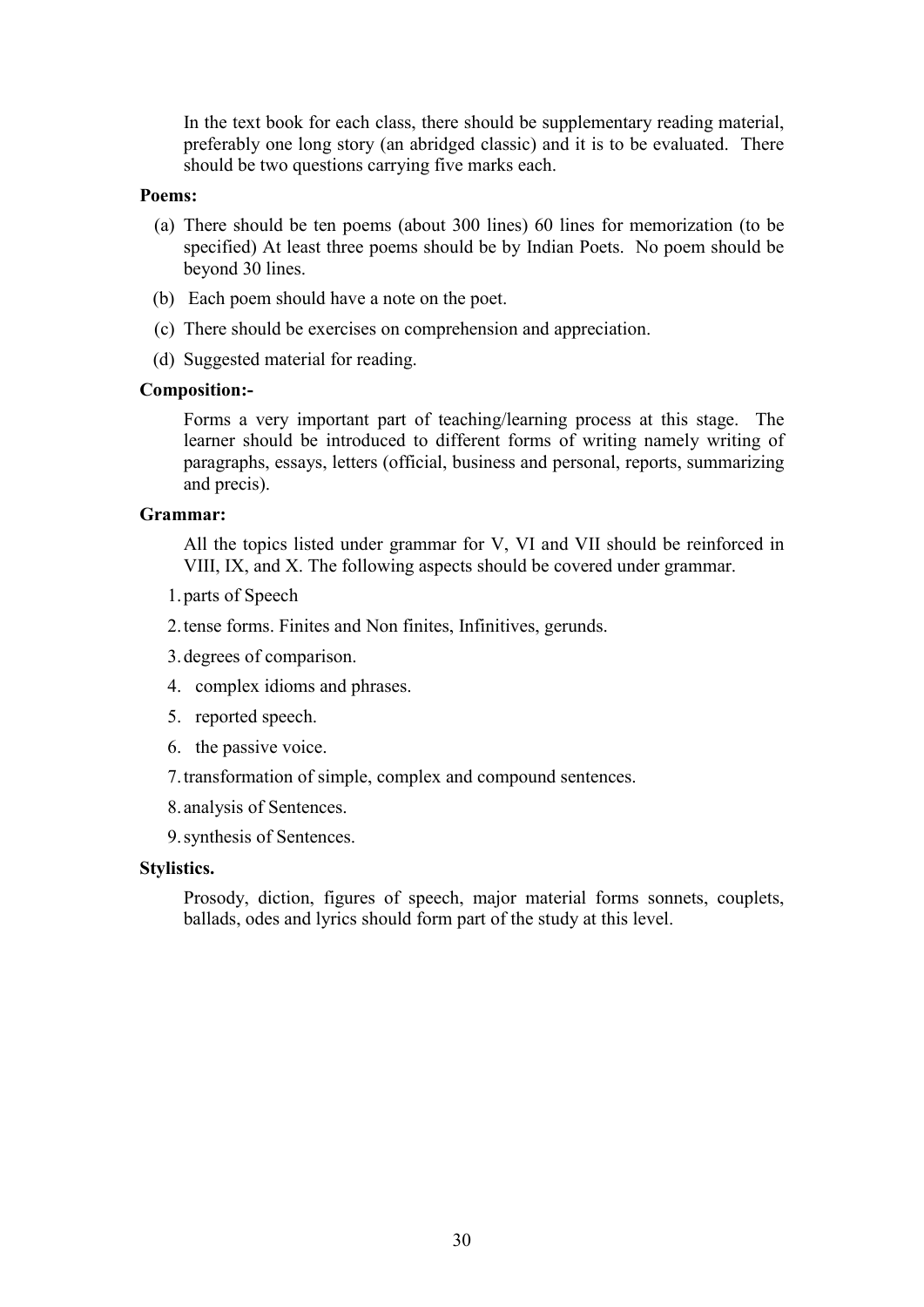In the text book for each class, there should be supplementary reading material, preferably one long story (an abridged classic) and it is to be evaluated. There should be two questions carrying five marks each.

**Poems:**

(a) There should be ten poems (about 300 lines) 60 lines for memorization (to be specified) At least three poems should be by Indian Poets. No poem should be beyond 30 lines.

(b) Each poem should have a note on the poet.

(c) There should be exercises on comprehension and appreciation.

(d) Suggested material for reading.

**Composition:-**

Forms a very important part of teaching/learning process at this stage. The learner should be introduced to different forms of writing namely writing of paragraphs, essays, letters (official, business and personal, reports, summarizing and precis).

**Grammar:**

All the topics listed under grammar for V, VI and VII should be reinforced in VIII, IX, and X. The following aspects should be covered under grammar.

1. parts of Speech
2. tense forms. Finites and Non finites, Infinitives, gerunds.
3. degrees of comparison.
4. complex idioms and phrases.
5. reported speech.
6. the passive voice.
7. transformation of simple, complex and compound sentences.
8. analysis of Sentences.
9. synthesis of Sentences.

**Stylistics.**

Prosody, diction, figures of speech, major material forms sonnets, couplets, ballads, odes and lyrics should form part of the study at this level.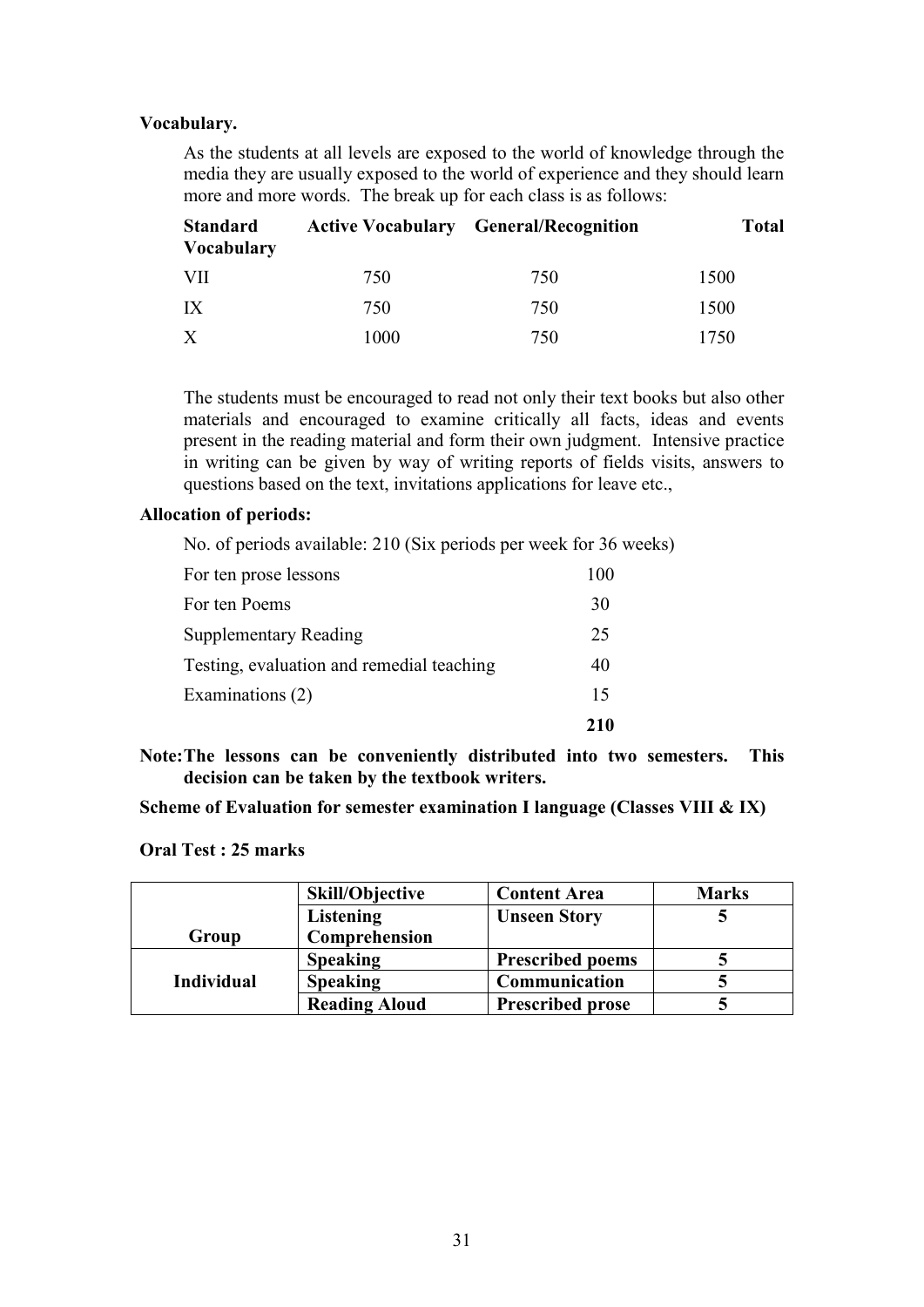**Vocabulary.**

As the students at all levels are exposed to the world of knowledge through the media they are usually exposed to the world of experience and they should learn more and more words. The break up for each class is as follows:

| Standard Vocabulary | Active Vocabulary | General/Recognition | Total |
|---|---|---|---|
| VII | 750 | 750 | 1500 |
| IX | 750 | 750 | 1500 |
| X | 1000 | 750 | 1750 |

The students must be encouraged to read not only their text books but also other materials and encouraged to examine critically all facts, ideas and events present in the reading material and form their own judgment. Intensive practice in writing can be given by way of writing reports of fields visits, answers to questions based on the text, invitations applications for leave etc.,

**Allocation of periods:**

No. of periods available: 210 (Six periods per week for 36 weeks)

| | |
|---|---|
| For ten prose lessons | 100 |
| For ten Poems | 30 |
| Supplementary Reading | 25 |
| Testing, evaluation and remedial teaching | 40 |
| Examinations (2) | 15 |
| | **210** |

**Note: The lessons can be conveniently distributed into two semesters. This decision can be taken by the textbook writers.**

**Scheme of Evaluation for semester examination I language (Classes VIII & IX)**

**Oral Test : 25 marks**

| | Skill/Objective | Content Area | Marks |
|---|---|---|---|
| **Group** | **Listening Comprehension** | **Unseen Story** | **5** |
| **Individual** | **Speaking** | **Prescribed poems** | **5** |
| | **Speaking** | **Communication** | **5** |
| | **Reading Aloud** | **Prescribed prose** | **5** |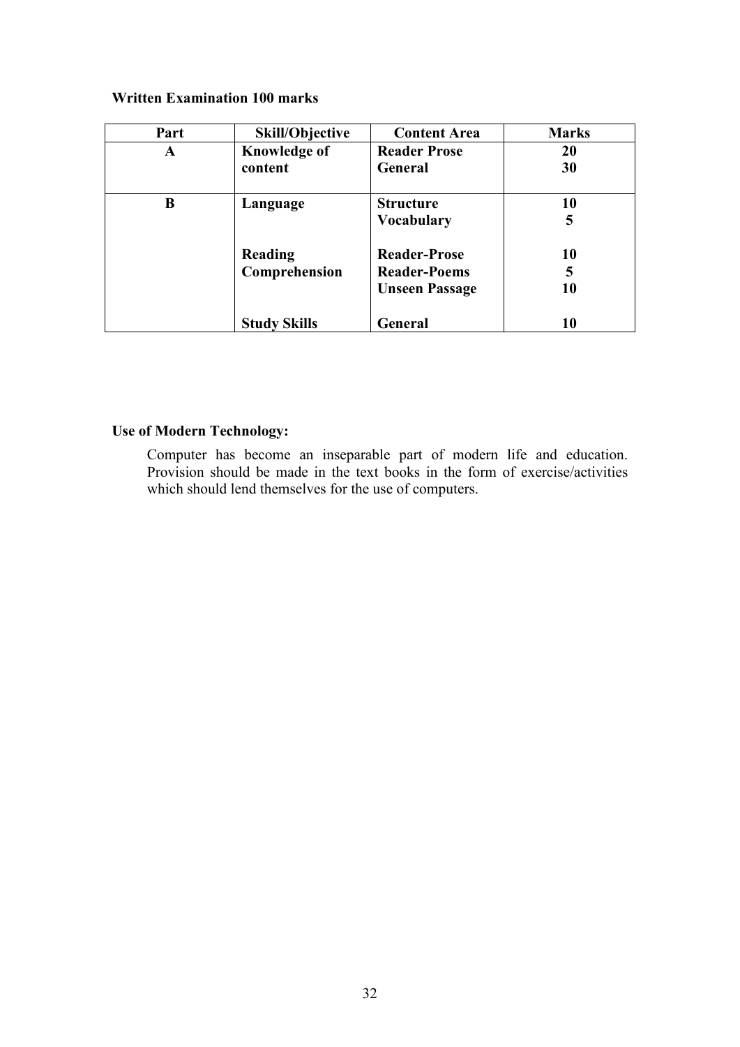**Written Examination 100 marks**

| Part | Skill/Objective | Content Area | Marks |
|---|---|---|---|
| A | Knowledge of content | Reader Prose | 20 |
| | | General | 30 |
| B | Language | Structure | 10 |
| | | Vocabulary | 5 |
| | Reading Comprehension | Reader-Prose | 10 |
| | | Reader-Poems | 5 |
| | | Unseen Passage | 10 |
| | Study Skills | General | 10 |

**Use of Modern Technology:**

Computer has become an inseparable part of modern life and education. Provision should be made in the text books in the form of exercise/activities which should lend themselves for the use of computers.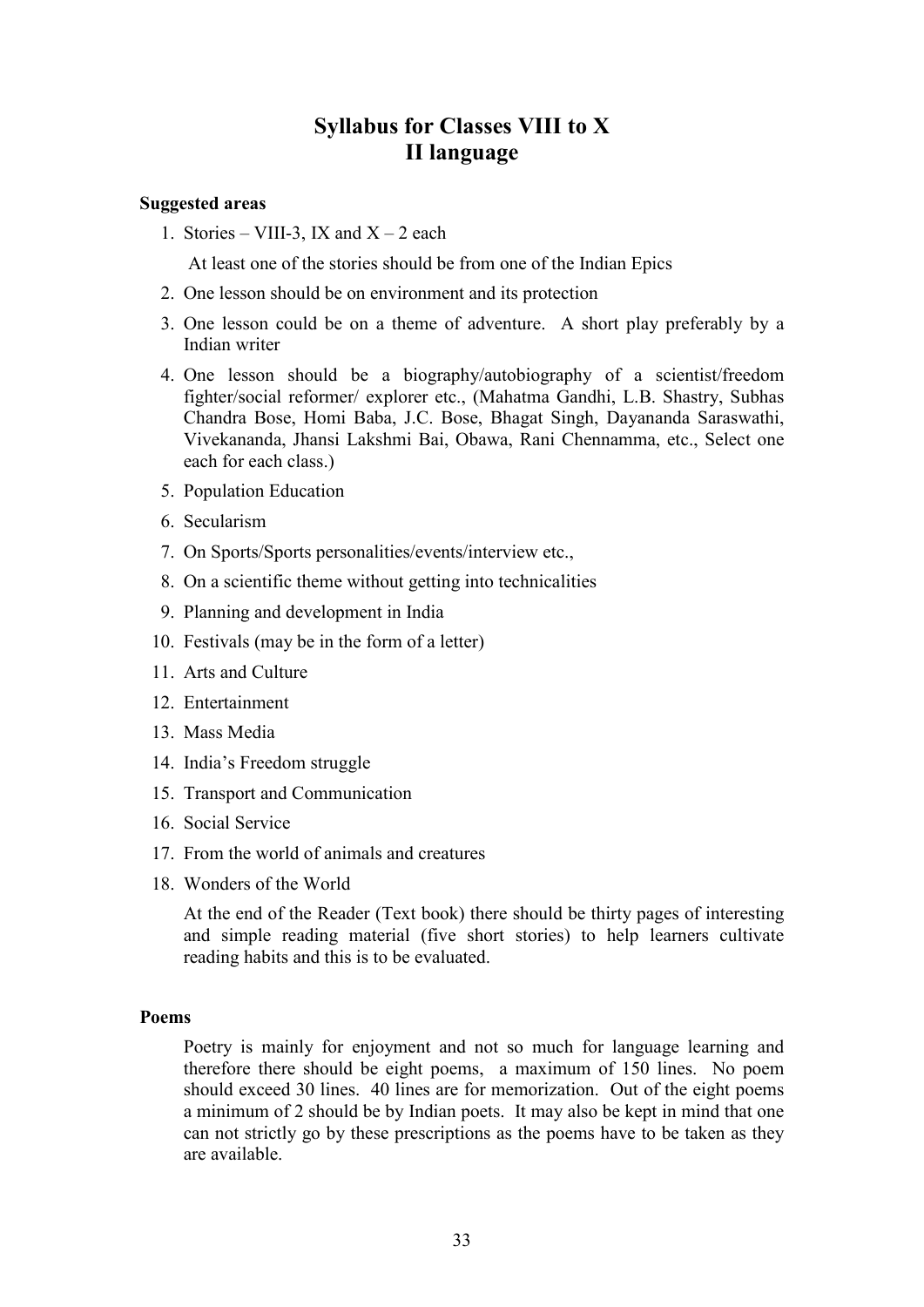# Syllabus for Classes VIII to X
# II language

**Suggested areas**

1. Stories – VIII-3, IX and X – 2 each

   At least one of the stories should be from one of the Indian Epics

2. One lesson should be on environment and its protection
3. One lesson could be on a theme of adventure. A short play preferably by a Indian writer
4. One lesson should be a biography/autobiography of a scientist/freedom fighter/social reformer/ explorer etc., (Mahatma Gandhi, L.B. Shastry, Subhas Chandra Bose, Homi Baba, J.C. Bose, Bhagat Singh, Dayananda Saraswathi, Vivekananda, Jhansi Lakshmi Bai, Obawa, Rani Chennamma, etc., Select one each for each class.)
5. Population Education
6. Secularism
7. On Sports/Sports personalities/events/interview etc.,
8. On a scientific theme without getting into technicalities
9. Planning and development in India
10. Festivals (may be in the form of a letter)
11. Arts and Culture
12. Entertainment
13. Mass Media
14. India's Freedom struggle
15. Transport and Communication
16. Social Service
17. From the world of animals and creatures
18. Wonders of the World

    At the end of the Reader (Text book) there should be thirty pages of interesting and simple reading material (five short stories) to help learners cultivate reading habits and this is to be evaluated.

**Poems**

Poetry is mainly for enjoyment and not so much for language learning and therefore there should be eight poems, a maximum of 150 lines. No poem should exceed 30 lines. 40 lines are for memorization. Out of the eight poems a minimum of 2 should be by Indian poets. It may also be kept in mind that one can not strictly go by these prescriptions as the poems have to be taken as they are available.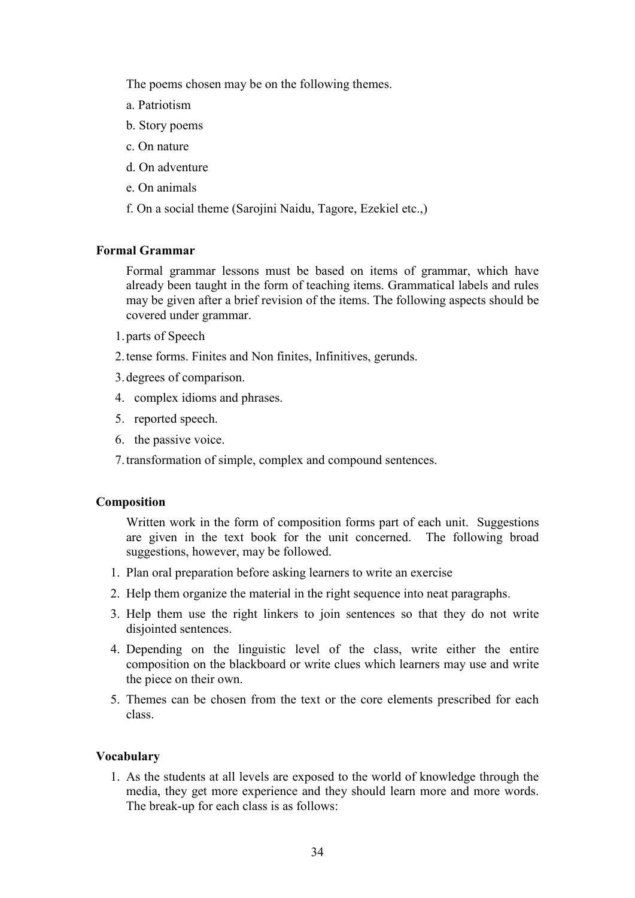The poems chosen may be on the following themes.

a. Patriotism

b. Story poems

c. On nature

d. On adventure

e. On animals

f. On a social theme (Sarojini Naidu, Tagore, Ezekiel etc.,)

**Formal Grammar**

Formal grammar lessons must be based on items of grammar, which have already been taught in the form of teaching items. Grammatical labels and rules may be given after a brief revision of the items. The following aspects should be covered under grammar.

1. parts of Speech
2. tense forms. Finites and Non finites, Infinitives, gerunds.
3. degrees of comparison.
4. complex idioms and phrases.
5. reported speech.
6. the passive voice.
7. transformation of simple, complex and compound sentences.

**Composition**

Written work in the form of composition forms part of each unit. Suggestions are given in the text book for the unit concerned. The following broad suggestions, however, may be followed.

1. Plan oral preparation before asking learners to write an exercise
2. Help them organize the material in the right sequence into neat paragraphs.
3. Help them use the right linkers to join sentences so that they do not write disjointed sentences.
4. Depending on the linguistic level of the class, write either the entire composition on the blackboard or write clues which learners may use and write the piece on their own.
5. Themes can be chosen from the text or the core elements prescribed for each class.

**Vocabulary**

1. As the students at all levels are exposed to the world of knowledge through the media, they get more experience and they should learn more and more words. The break-up for each class is as follows: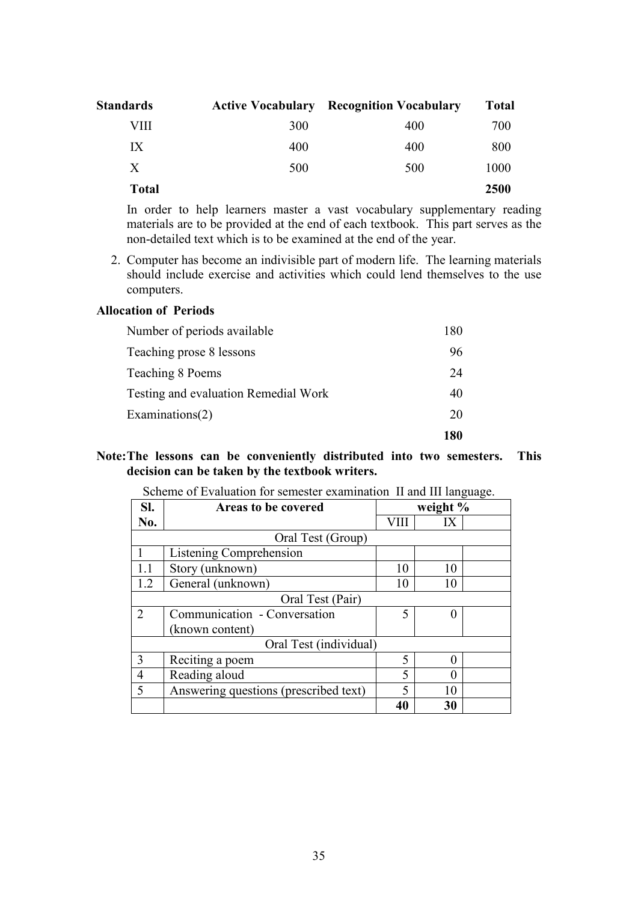| Standards | Active Vocabulary | Recognition Vocabulary | Total |
|---|---|---|---|
| VIII | 300 | 400 | 700 |
| IX | 400 | 400 | 800 |
| X | 500 | 500 | 1000 |
| **Total** | | | **2500** |

In order to help learners master a vast vocabulary supplementary reading materials are to be provided at the end of each textbook. This part serves as the non-detailed text which is to be examined at the end of the year.

2. Computer has become an indivisible part of modern life. The learning materials should include exercise and activities which could lend themselves to the use computers.

**Allocation of Periods**

| | |
|---|---|
| Number of periods available | 180 |
| Teaching prose 8 lessons | 96 |
| Teaching 8 Poems | 24 |
| Testing and evaluation Remedial Work | 40 |
| Examinations(2) | 20 |
| | **180** |

**Note: The lessons can be conveniently distributed into two semesters. This decision can be taken by the textbook writers.**

Scheme of Evaluation for semester examination II and III language.

| Sl. No. | Areas to be covered | weight % | | |
|---|---|---|---|---|
| | | VIII | IX | |
| | Oral Test (Group) | | | |
| 1 | Listening Comprehension | | | |
| 1.1 | Story (unknown) | 10 | 10 | |
| 1.2 | General (unknown) | 10 | 10 | |
| | Oral Test (Pair) | | | |
| 2 | Communication - Conversation (known content) | 5 | 0 | |
| | Oral Test (individual) | | | |
| 3 | Reciting a poem | 5 | 0 | |
| 4 | Reading aloud | 5 | 0 | |
| 5 | Answering questions (prescribed text) | 5 | 10 | |
| | | **40** | **30** | |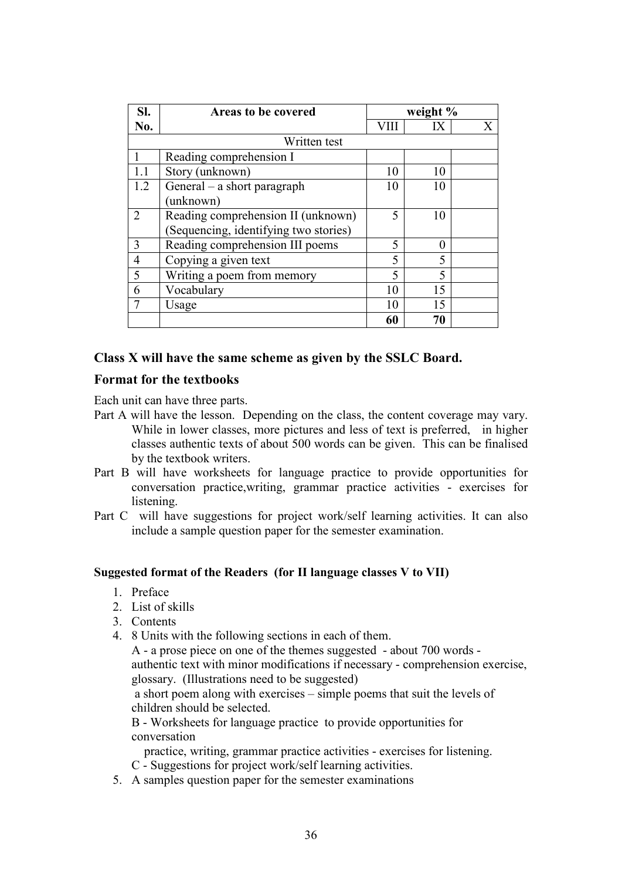| Sl. No. | Areas to be covered | weight % | | |
|---|---|---|---|---|
| | | VIII | IX | X |
| | Written test | | | |
| 1 | Reading comprehension I | | | |
| 1.1 | Story (unknown) | 10 | 10 | |
| 1.2 | General – a short paragraph (unknown) | 10 | 10 | |
| 2 | Reading comprehension II (unknown) (Sequencing, identifying two stories) | 5 | 10 | |
| 3 | Reading comprehension III poems | 5 | 0 | |
| 4 | Copying a given text | 5 | 5 | |
| 5 | Writing a poem from memory | 5 | 5 | |
| 6 | Vocabulary | 10 | 15 | |
| 7 | Usage | 10 | 15 | |
| | | **60** | **70** | |

**Class X will have the same scheme as given by the SSLC Board.**

**Format for the textbooks**

Each unit can have three parts.

Part A will have the lesson. Depending on the class, the content coverage may vary. While in lower classes, more pictures and less of text is preferred, in higher classes authentic texts of about 500 words can be given. This can be finalised by the textbook writers.

Part B will have worksheets for language practice to provide opportunities for conversation practice,writing, grammar practice activities - exercises for listening.

Part C will have suggestions for project work/self learning activities. It can also include a sample question paper for the semester examination.

**Suggested format of the Readers (for II language classes V to VII)**

1. Preface
2. List of skills
3. Contents
4. 8 Units with the following sections in each of them.
   A - a prose piece on one of the themes suggested - about 700 words - authentic text with minor modifications if necessary - comprehension exercise, glossary. (Illustrations need to be suggested)
   a short poem along with exercises – simple poems that suit the levels of children should be selected.
   B - Worksheets for language practice to provide opportunities for conversation
   practice, writing, grammar practice activities - exercises for listening.
   C - Suggestions for project work/self learning activities.
5. A samples question paper for the semester examinations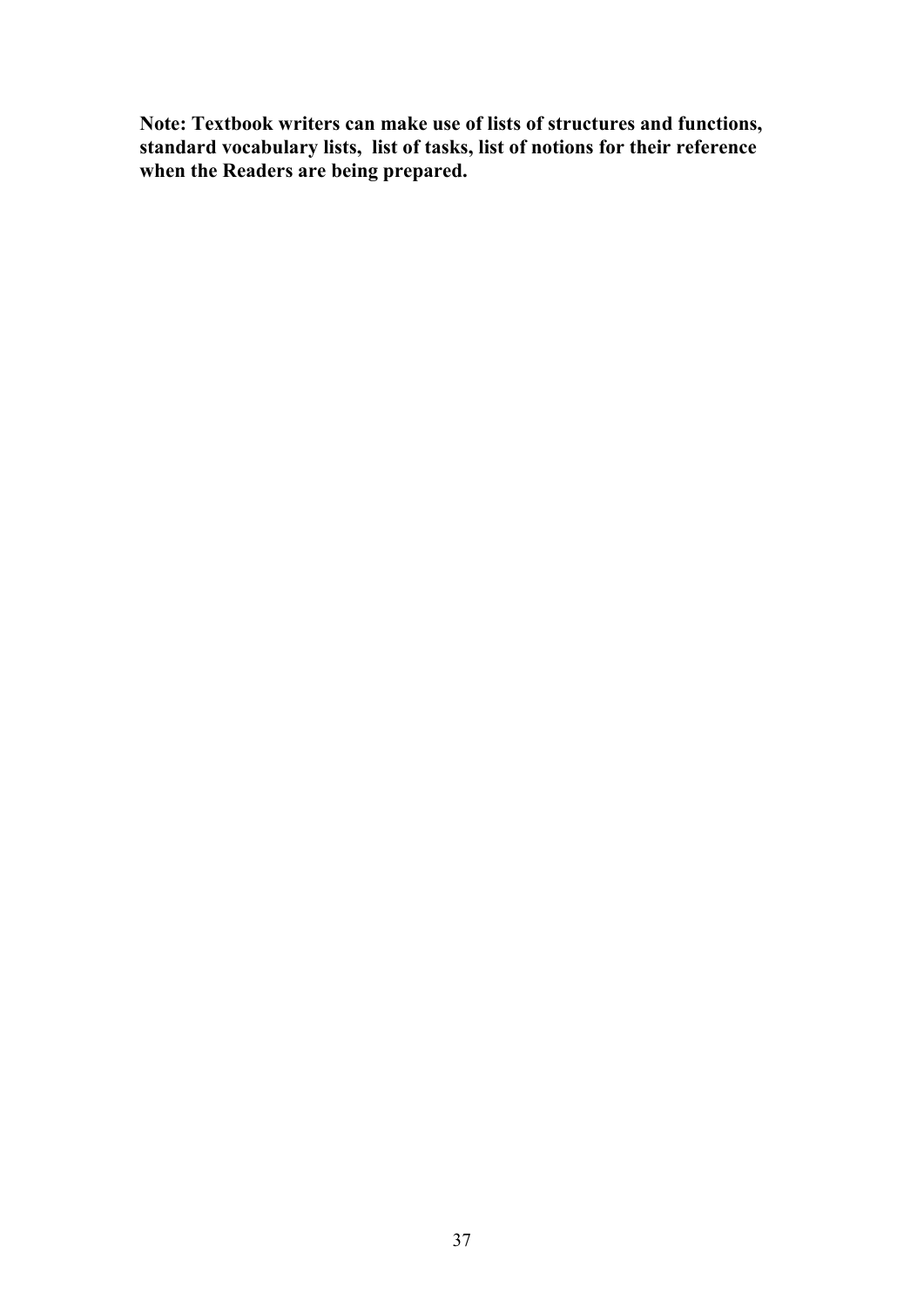**Note: Textbook writers can make use of lists of structures and functions, standard vocabulary lists,  list of tasks, list of notions for their reference when the Readers are being prepared.**